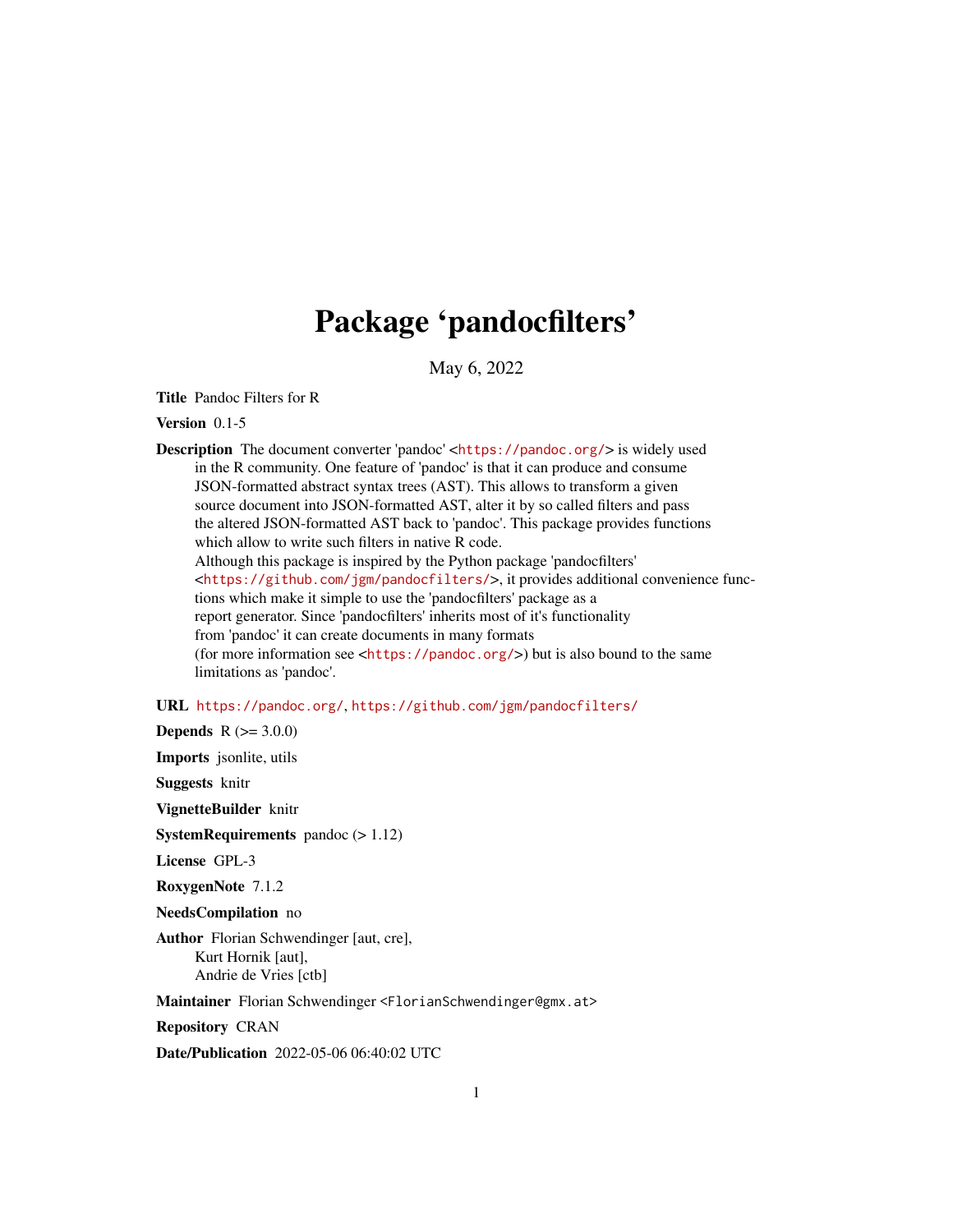# Package 'pandocfilters'

May 6, 2022

**Title** Pandoc Filters for R

**Version** 0.1-5

**Description** The document converter 'pandoc' <https://pandoc.org/> is widely used in the R community. One feature of 'pandoc' is that it can produce and consume JSON-formatted abstract syntax trees (AST). This allows to transform a given source document into JSON-formatted AST, alter it by so called filters and pass the altered JSON-formatted AST back to 'pandoc'. This package provides functions which allow to write such filters in native R code.
Although this package is inspired by the Python package 'pandocfilters' <https://github.com/jgm/pandocfilters/>, it provides additional convenience functions which make it simple to use the 'pandocfilters' package as a report generator. Since 'pandocfilters' inherits most of it's functionality from 'pandoc' it can create documents in many formats (for more information see <https://pandoc.org/>) but is also bound to the same limitations as 'pandoc'.

**URL** https://pandoc.org/, https://github.com/jgm/pandocfilters/

**Depends** R (>= 3.0.0)

**Imports** jsonlite, utils

**Suggests** knitr

**VignetteBuilder** knitr

**SystemRequirements** pandoc (> 1.12)

**License** GPL-3

**RoxygenNote** 7.1.2

**NeedsCompilation** no

**Author** Florian Schwendinger [aut, cre],
Kurt Hornik [aut],
Andrie de Vries [ctb]

**Maintainer** Florian Schwendinger <FlorianSchwendinger@gmx.at>

**Repository** CRAN

**Date/Publication** 2022-05-06 06:40:02 UTC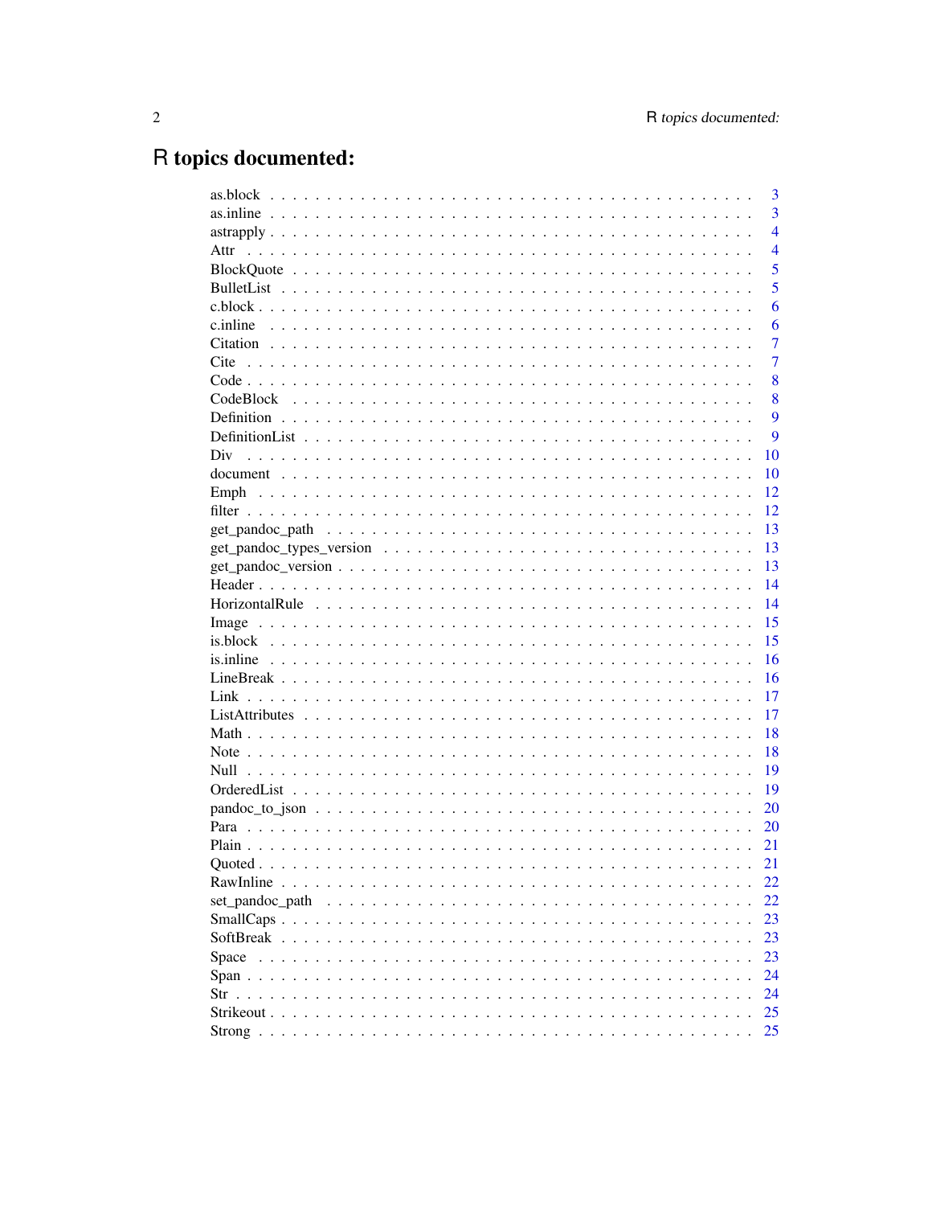# R topics documented:

as.block . . . . . . . . . . . . . . . . . . . . . . . . . . . . . . . . . . . . . . . . . . 3
as.inline . . . . . . . . . . . . . . . . . . . . . . . . . . . . . . . . . . . . . . . . . 3
astrapply . . . . . . . . . . . . . . . . . . . . . . . . . . . . . . . . . . . . . . . . . 4
Attr . . . . . . . . . . . . . . . . . . . . . . . . . . . . . . . . . . . . . . . . . . . 4
BlockQuote . . . . . . . . . . . . . . . . . . . . . . . . . . . . . . . . . . . . . . . 5
BulletList . . . . . . . . . . . . . . . . . . . . . . . . . . . . . . . . . . . . . . . . 5
c.block . . . . . . . . . . . . . . . . . . . . . . . . . . . . . . . . . . . . . . . . . 6
c.inline . . . . . . . . . . . . . . . . . . . . . . . . . . . . . . . . . . . . . . . . . 6
Citation . . . . . . . . . . . . . . . . . . . . . . . . . . . . . . . . . . . . . . . . . 7
Cite . . . . . . . . . . . . . . . . . . . . . . . . . . . . . . . . . . . . . . . . . . . 7
Code . . . . . . . . . . . . . . . . . . . . . . . . . . . . . . . . . . . . . . . . . . . 8
CodeBlock . . . . . . . . . . . . . . . . . . . . . . . . . . . . . . . . . . . . . . . 8
Definition . . . . . . . . . . . . . . . . . . . . . . . . . . . . . . . . . . . . . . . 9
DefinitionList . . . . . . . . . . . . . . . . . . . . . . . . . . . . . . . . . . . . . 9
Div . . . . . . . . . . . . . . . . . . . . . . . . . . . . . . . . . . . . . . . . . . . 10
document . . . . . . . . . . . . . . . . . . . . . . . . . . . . . . . . . . . . . . . 10
Emph . . . . . . . . . . . . . . . . . . . . . . . . . . . . . . . . . . . . . . . . . . 12
filter . . . . . . . . . . . . . . . . . . . . . . . . . . . . . . . . . . . . . . . . . . 12
get_pandoc_path . . . . . . . . . . . . . . . . . . . . . . . . . . . . . . . . . . . 13
get_pandoc_types_version . . . . . . . . . . . . . . . . . . . . . . . . . . . . . 13
get_pandoc_version . . . . . . . . . . . . . . . . . . . . . . . . . . . . . . . . . 13
Header . . . . . . . . . . . . . . . . . . . . . . . . . . . . . . . . . . . . . . . . . 14
HorizontalRule . . . . . . . . . . . . . . . . . . . . . . . . . . . . . . . . . . . . 14
Image . . . . . . . . . . . . . . . . . . . . . . . . . . . . . . . . . . . . . . . . . 15
is.block . . . . . . . . . . . . . . . . . . . . . . . . . . . . . . . . . . . . . . . . . 15
is.inline . . . . . . . . . . . . . . . . . . . . . . . . . . . . . . . . . . . . . . . . 16
LineBreak . . . . . . . . . . . . . . . . . . . . . . . . . . . . . . . . . . . . . . . 16
Link . . . . . . . . . . . . . . . . . . . . . . . . . . . . . . . . . . . . . . . . . . . 17
ListAttributes . . . . . . . . . . . . . . . . . . . . . . . . . . . . . . . . . . . . . 17
Math . . . . . . . . . . . . . . . . . . . . . . . . . . . . . . . . . . . . . . . . . . 18
Note . . . . . . . . . . . . . . . . . . . . . . . . . . . . . . . . . . . . . . . . . . . 18
Null . . . . . . . . . . . . . . . . . . . . . . . . . . . . . . . . . . . . . . . . . . . 19
OrderedList . . . . . . . . . . . . . . . . . . . . . . . . . . . . . . . . . . . . . . 19
pandoc_to_json . . . . . . . . . . . . . . . . . . . . . . . . . . . . . . . . . . . . 20
Para . . . . . . . . . . . . . . . . . . . . . . . . . . . . . . . . . . . . . . . . . . . 20
Plain . . . . . . . . . . . . . . . . . . . . . . . . . . . . . . . . . . . . . . . . . . 21
Quoted . . . . . . . . . . . . . . . . . . . . . . . . . . . . . . . . . . . . . . . . . 21
RawInline . . . . . . . . . . . . . . . . . . . . . . . . . . . . . . . . . . . . . . . 22
set_pandoc_path . . . . . . . . . . . . . . . . . . . . . . . . . . . . . . . . . . . 22
SmallCaps . . . . . . . . . . . . . . . . . . . . . . . . . . . . . . . . . . . . . . . 23
SoftBreak . . . . . . . . . . . . . . . . . . . . . . . . . . . . . . . . . . . . . . . 23
Space . . . . . . . . . . . . . . . . . . . . . . . . . . . . . . . . . . . . . . . . . . 23
Span . . . . . . . . . . . . . . . . . . . . . . . . . . . . . . . . . . . . . . . . . . . 24
Str . . . . . . . . . . . . . . . . . . . . . . . . . . . . . . . . . . . . . . . . . . . . 24
Strikeout . . . . . . . . . . . . . . . . . . . . . . . . . . . . . . . . . . . . . . . . 25
Strong . . . . . . . . . . . . . . . . . . . . . . . . . . . . . . . . . . . . . . . . . . 25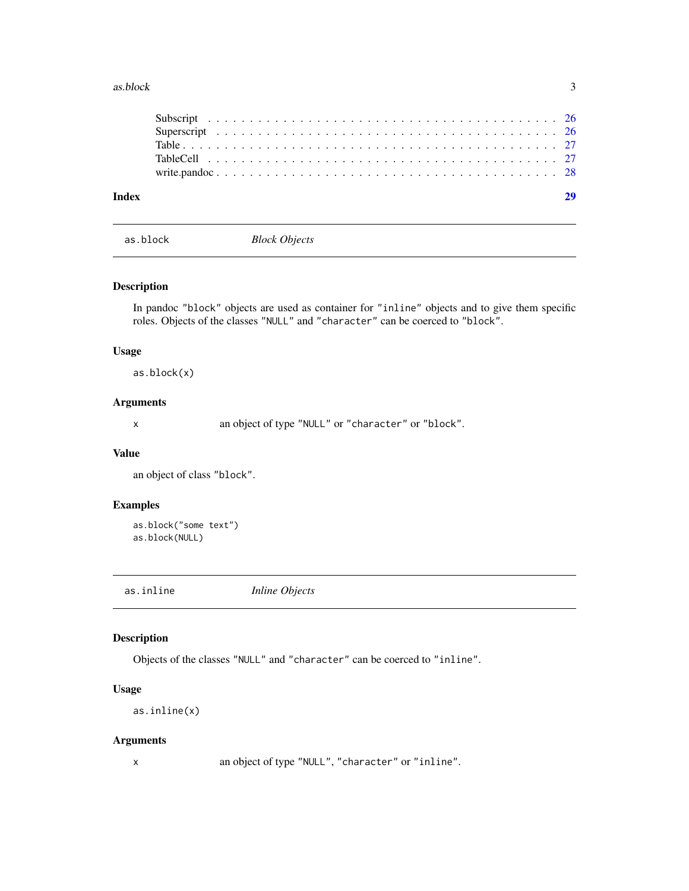Subscript . . . . . . . . . . . . . . . . . . . . . . . . . . . . . . . . . . . . . . . . . 26
Superscript . . . . . . . . . . . . . . . . . . . . . . . . . . . . . . . . . . . . . . . . 26
Table . . . . . . . . . . . . . . . . . . . . . . . . . . . . . . . . . . . . . . . . . . . 27
TableCell . . . . . . . . . . . . . . . . . . . . . . . . . . . . . . . . . . . . . . . . . 27
write.pandoc . . . . . . . . . . . . . . . . . . . . . . . . . . . . . . . . . . . . . . . 28

**Index** **29**

---

## as.block *Block Objects*

### Description

In pandoc `"block"` objects are used as container for `"inline"` objects and to give them specific roles. Objects of the classes `"NULL"` and `"character"` can be coerced to `"block"`.

### Usage

```
as.block(x)
```

### Arguments

| | |
|---|---|
| x | an object of type `"NULL"` or `"character"` or `"block"`. |

### Value

an object of class `"block"`.

### Examples

```
as.block("some text")
as.block(NULL)
```

---

## as.inline *Inline Objects*

### Description

Objects of the classes `"NULL"` and `"character"` can be coerced to `"inline"`.

### Usage

```
as.inline(x)
```

### Arguments

| | |
|---|---|
| x | an object of type `"NULL"`, `"character"` or `"inline"`. |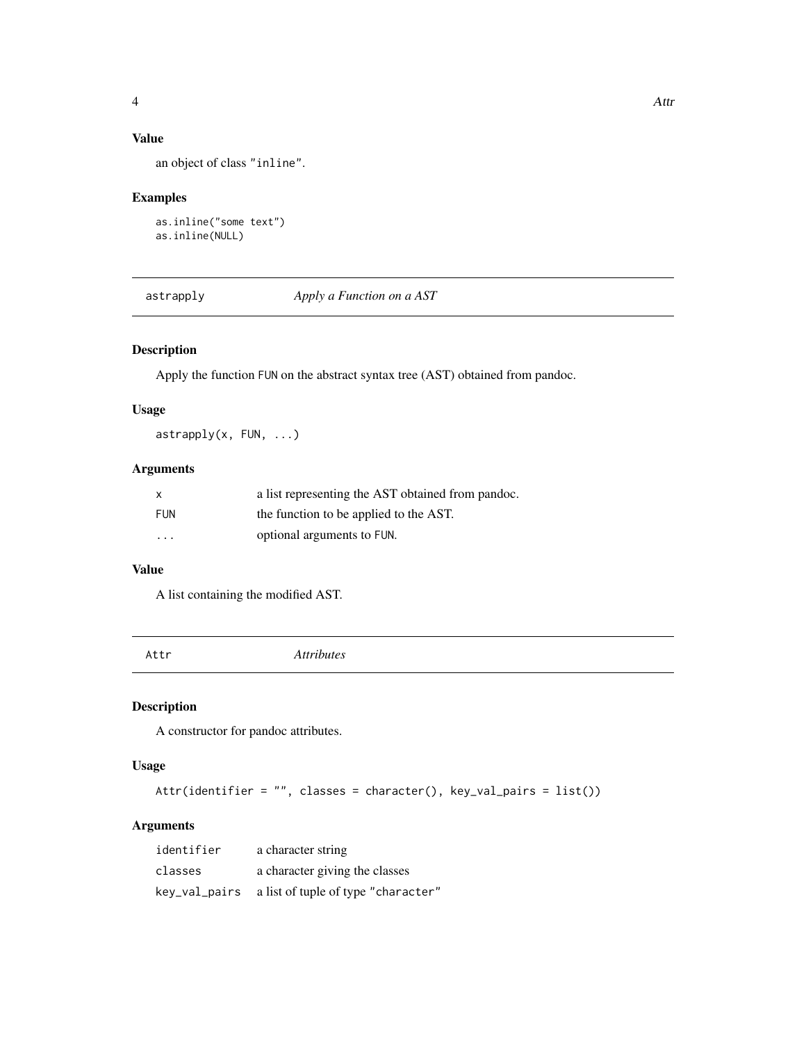### Value

an object of class "inline".

### Examples

```
as.inline("some text")
as.inline(NULL)
```

## astrapply *Apply a Function on a AST*

### Description

Apply the function FUN on the abstract syntax tree (AST) obtained from pandoc.

### Usage

```
astrapply(x, FUN, ...)
```

### Arguments

| | |
|---|---|
| x | a list representing the AST obtained from pandoc. |
| FUN | the function to be applied to the AST. |
| ... | optional arguments to FUN. |

### Value

A list containing the modified AST.

## Attr *Attributes*

### Description

A constructor for pandoc attributes.

### Usage

```
Attr(identifier = "", classes = character(), key_val_pairs = list())
```

### Arguments

| | |
|---|---|
| identifier | a character string |
| classes | a character giving the classes |
| key_val_pairs | a list of tuple of type "character" |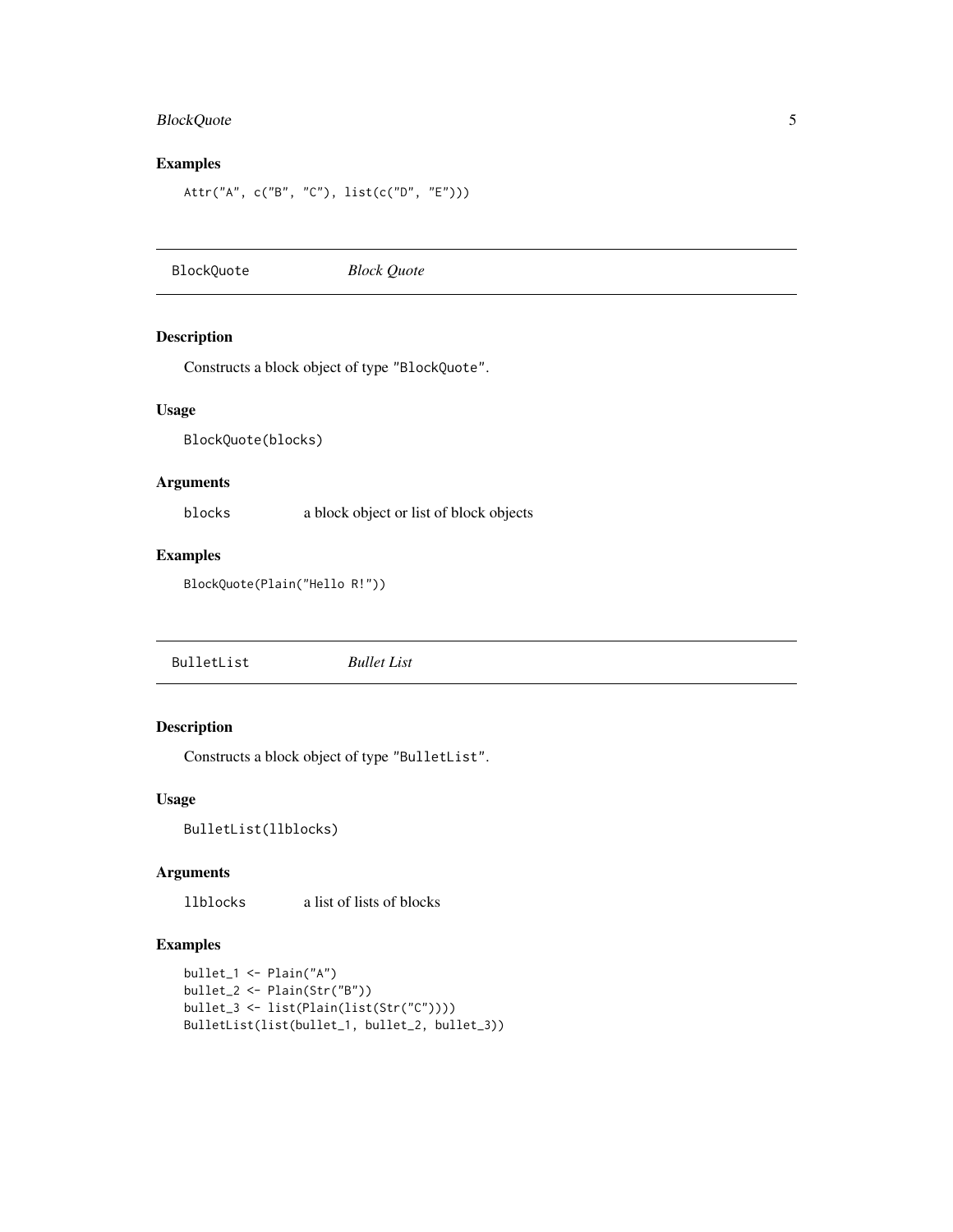## Examples

```
Attr("A", c("B", "C"), list(c("D", "E")))
```

---

# BlockQuote *Block Quote*

---

## Description

Constructs a block object of type "BlockQuote".

## Usage

```
BlockQuote(blocks)
```

## Arguments

| | |
|---|---|
| `blocks` | a block object or list of block objects |

## Examples

```
BlockQuote(Plain("Hello R!"))
```

---

# BulletList *Bullet List*

---

## Description

Constructs a block object of type "BulletList".

## Usage

```
BulletList(llblocks)
```

## Arguments

| | |
|---|---|
| `llblocks` | a list of lists of blocks |

## Examples

```
bullet_1 <- Plain("A")
bullet_2 <- Plain(Str("B"))
bullet_3 <- list(Plain(list(Str("C"))))
BulletList(list(bullet_1, bullet_2, bullet_3))
```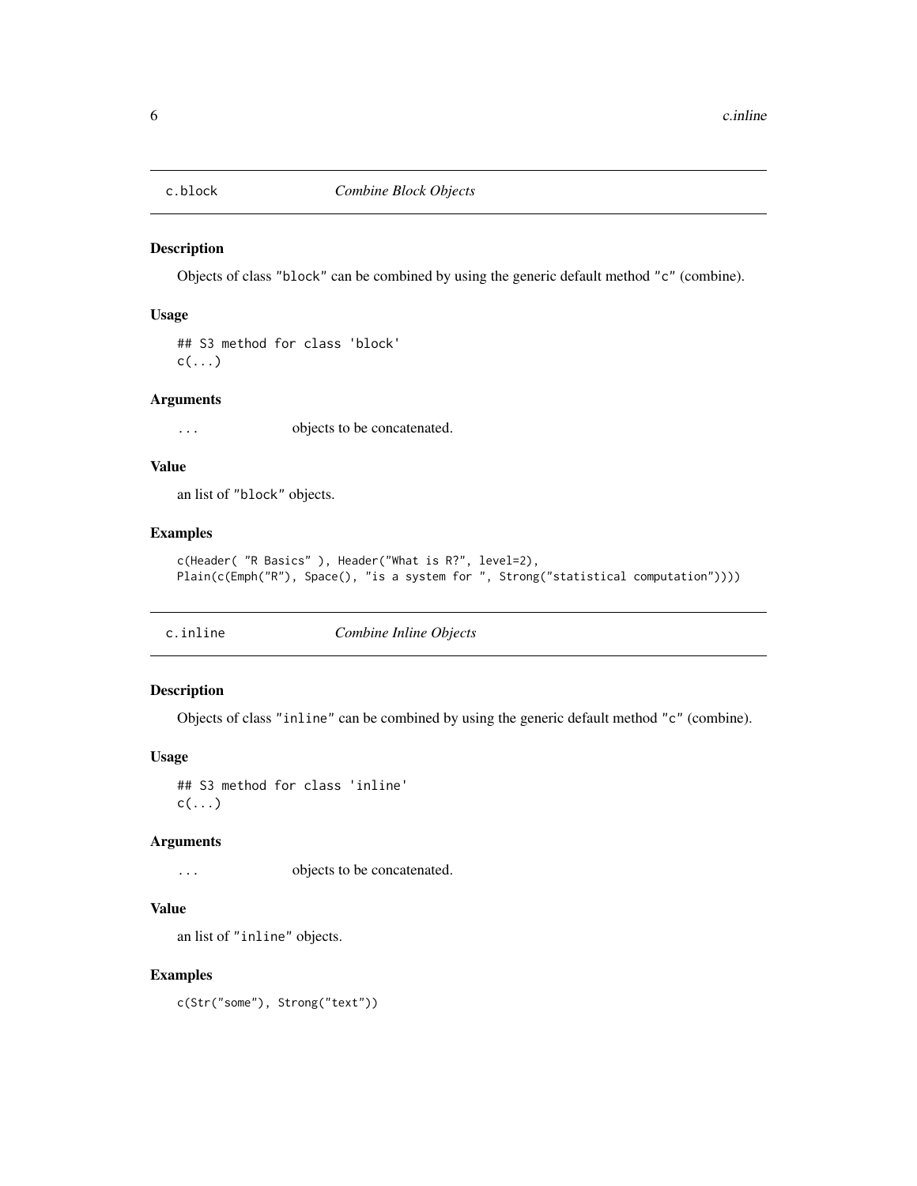## c.block *Combine Block Objects*

### Description

Objects of class "block" can be combined by using the generic default method "c" (combine).

### Usage

```
## S3 method for class 'block'
c(...)
```

### Arguments

| | |
|---|---|
| ... | objects to be concatenated. |

### Value

an list of "block" objects.

### Examples

```
c(Header( "R Basics" ), Header("What is R?", level=2),
Plain(c(Emph("R"), Space(), "is a system for ", Strong("statistical computation"))))
```

## c.inline *Combine Inline Objects*

### Description

Objects of class "inline" can be combined by using the generic default method "c" (combine).

### Usage

```
## S3 method for class 'inline'
c(...)
```

### Arguments

| | |
|---|---|
| ... | objects to be concatenated. |

### Value

an list of "inline" objects.

### Examples

```
c(Str("some"), Strong("text"))
```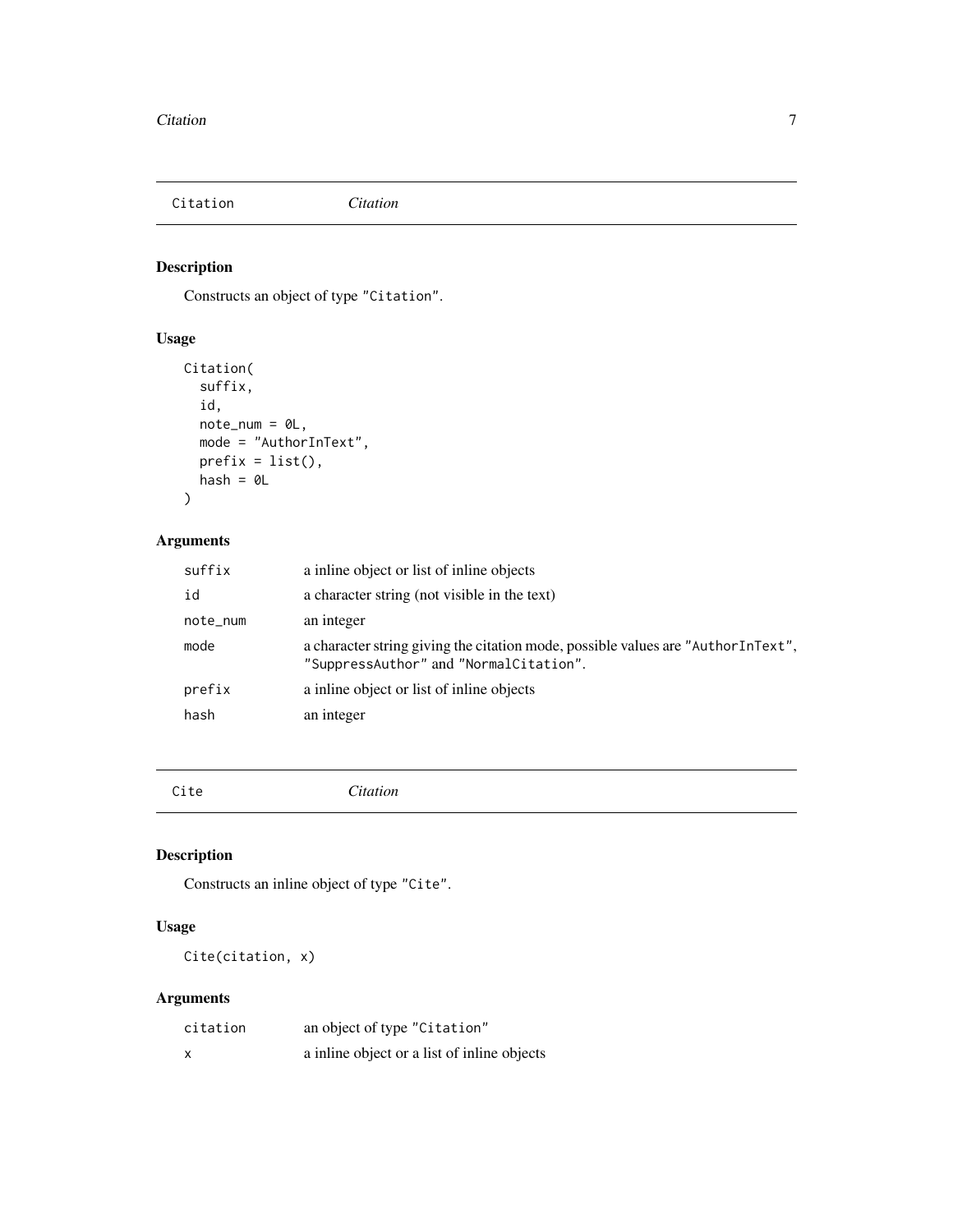## Citation — *Citation*

### Description

Constructs an object of type "Citation".

### Usage

```
Citation(
  suffix,
  id,
  note_num = 0L,
  mode = "AuthorInText",
  prefix = list(),
  hash = 0L
)
```

### Arguments

| | |
|---|---|
| suffix | a inline object or list of inline objects |
| id | a character string (not visible in the text) |
| note_num | an integer |
| mode | a character string giving the citation mode, possible values are "AuthorInText", "SuppressAuthor" and "NormalCitation". |
| prefix | a inline object or list of inline objects |
| hash | an integer |

## Cite — *Citation*

### Description

Constructs an inline object of type "Cite".

### Usage

```
Cite(citation, x)
```

### Arguments

| | |
|---|---|
| citation | an object of type "Citation" |
| x | a inline object or a list of inline objects |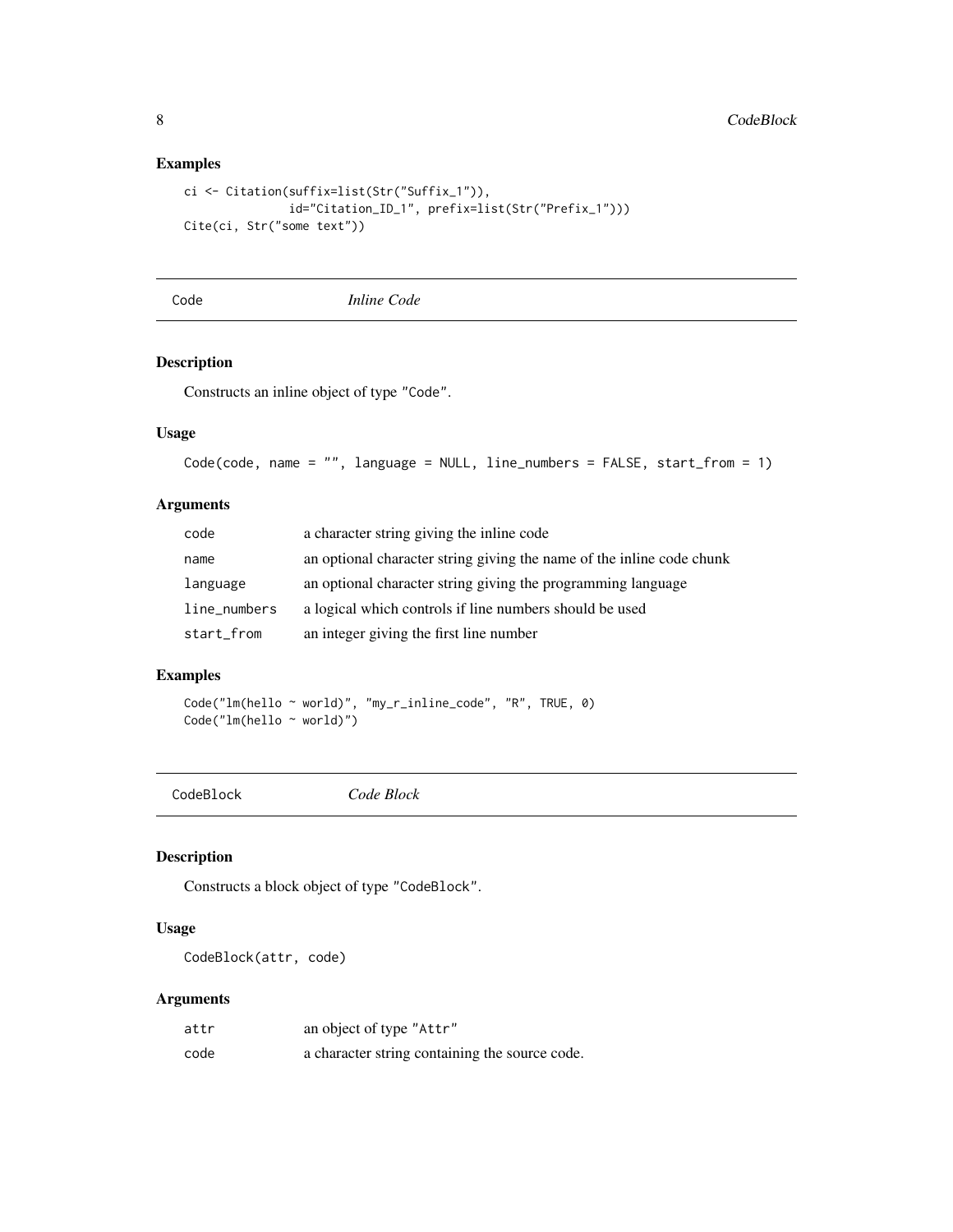### Examples

```
ci <- Citation(suffix=list(Str("Suffix_1")),
               id="Citation_ID_1", prefix=list(Str("Prefix_1")))
Cite(ci, Str("some text"))
```

## Code — *Inline Code*

### Description

Constructs an inline object of type "Code".

### Usage

```
Code(code, name = "", language = NULL, line_numbers = FALSE, start_from = 1)
```

### Arguments

| | |
|---|---|
| code | a character string giving the inline code |
| name | an optional character string giving the name of the inline code chunk |
| language | an optional character string giving the programming language |
| line_numbers | a logical which controls if line numbers should be used |
| start_from | an integer giving the first line number |

### Examples

```
Code("lm(hello ~ world)", "my_r_inline_code", "R", TRUE, 0)
Code("lm(hello ~ world)")
```

## CodeBlock — *Code Block*

### Description

Constructs a block object of type "CodeBlock".

### Usage

```
CodeBlock(attr, code)
```

### Arguments

| | |
|---|---|
| attr | an object of type "Attr" |
| code | a character string containing the source code. |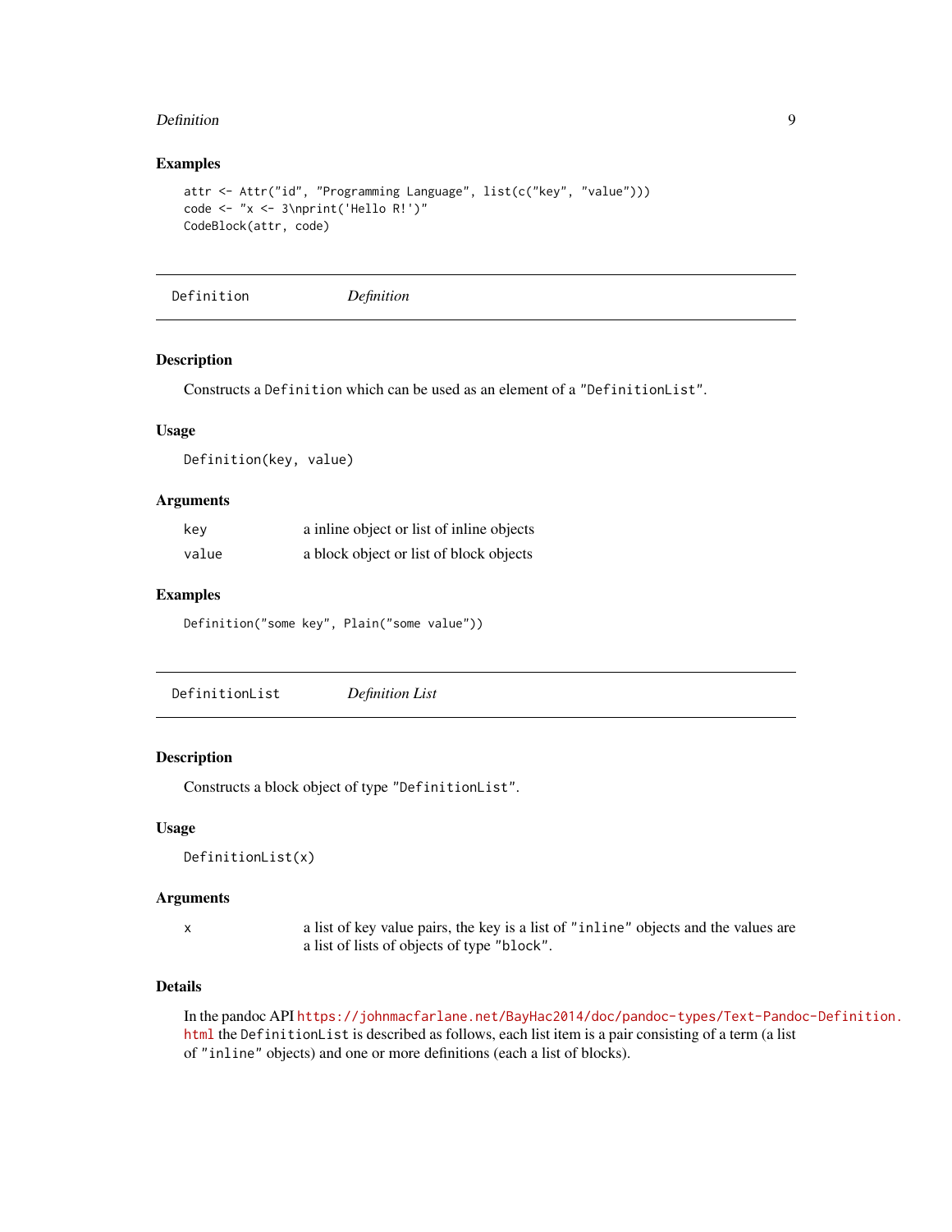### Examples

```
attr <- Attr("id", "Programming Language", list(c("key", "value")))
code <- "x <- 3\nprint('Hello R!')"
CodeBlock(attr, code)
```

---

## Definition — *Definition*

---

### Description

Constructs a `Definition` which can be used as an element of a `"DefinitionList"`.

### Usage

```
Definition(key, value)
```

### Arguments

| | |
|---|---|
| `key` | a inline object or list of inline objects |
| `value` | a block object or list of block objects |

### Examples

```
Definition("some key", Plain("some value"))
```

---

## DefinitionList — *Definition List*

---

### Description

Constructs a block object of type `"DefinitionList"`.

### Usage

```
DefinitionList(x)
```

### Arguments

| | |
|---|---|
| `x` | a list of key value pairs, the key is a list of `"inline"` objects and the values are a list of lists of objects of type `"block"`. |

### Details

In the pandoc API https://johnmacfarlane.net/BayHac2014/doc/pandoc-types/Text-Pandoc-Definition.html the `DefinitionList` is described as follows, each list item is a pair consisting of a term (a list of `"inline"` objects) and one or more definitions (each a list of blocks).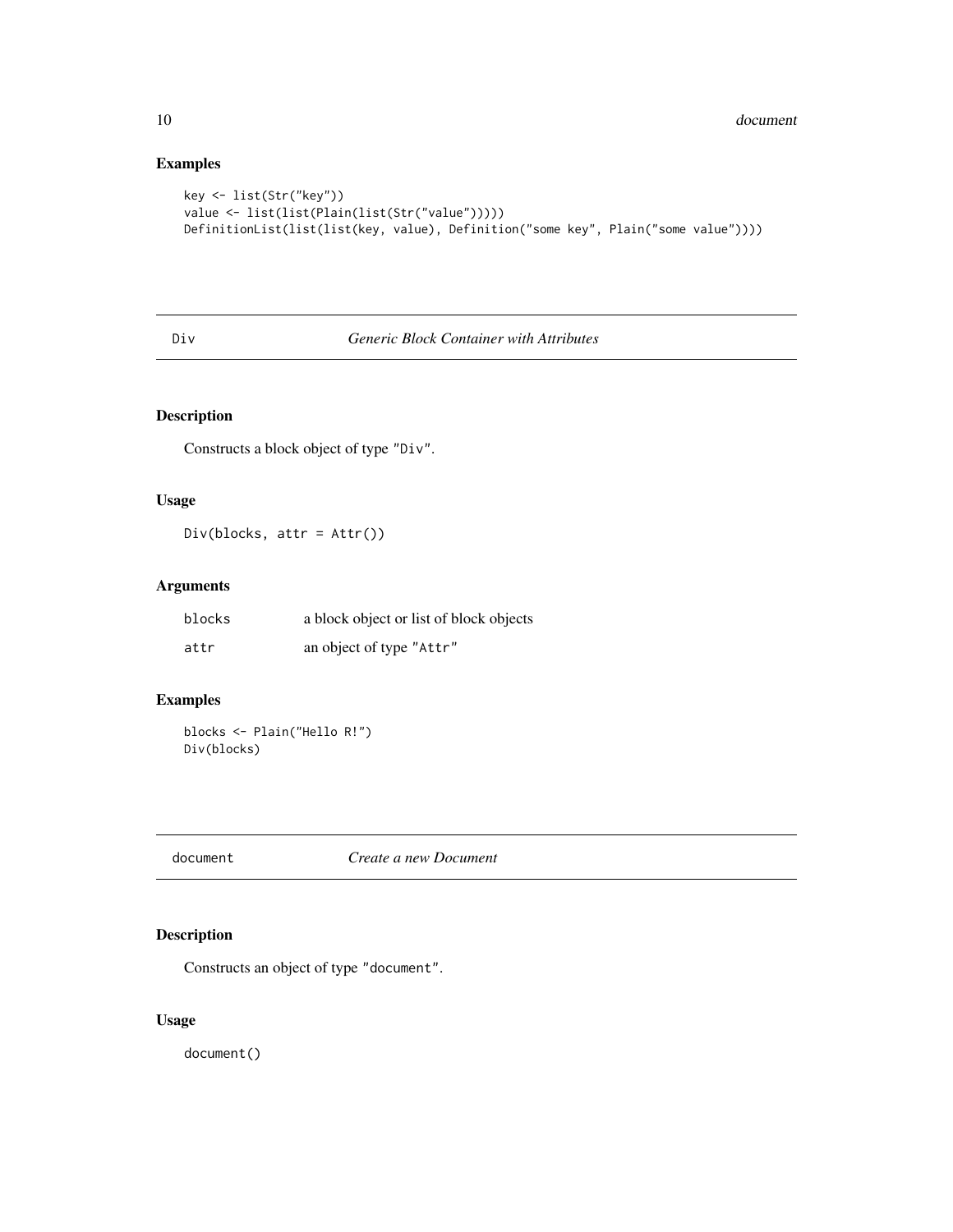## Examples

```
key <- list(Str("key"))
value <- list(list(Plain(list(Str("value")))))
DefinitionList(list(list(key, value), Definition("some key", Plain("some value"))))
```

---

# Div *Generic Block Container with Attributes*

---

## Description

Constructs a block object of type "Div".

## Usage

```
Div(blocks, attr = Attr())
```

## Arguments

| | |
|---|---|
| blocks | a block object or list of block objects |
| attr | an object of type "Attr" |

## Examples

```
blocks <- Plain("Hello R!")
Div(blocks)
```

---

# document *Create a new Document*

---

## Description

Constructs an object of type "document".

## Usage

```
document()
```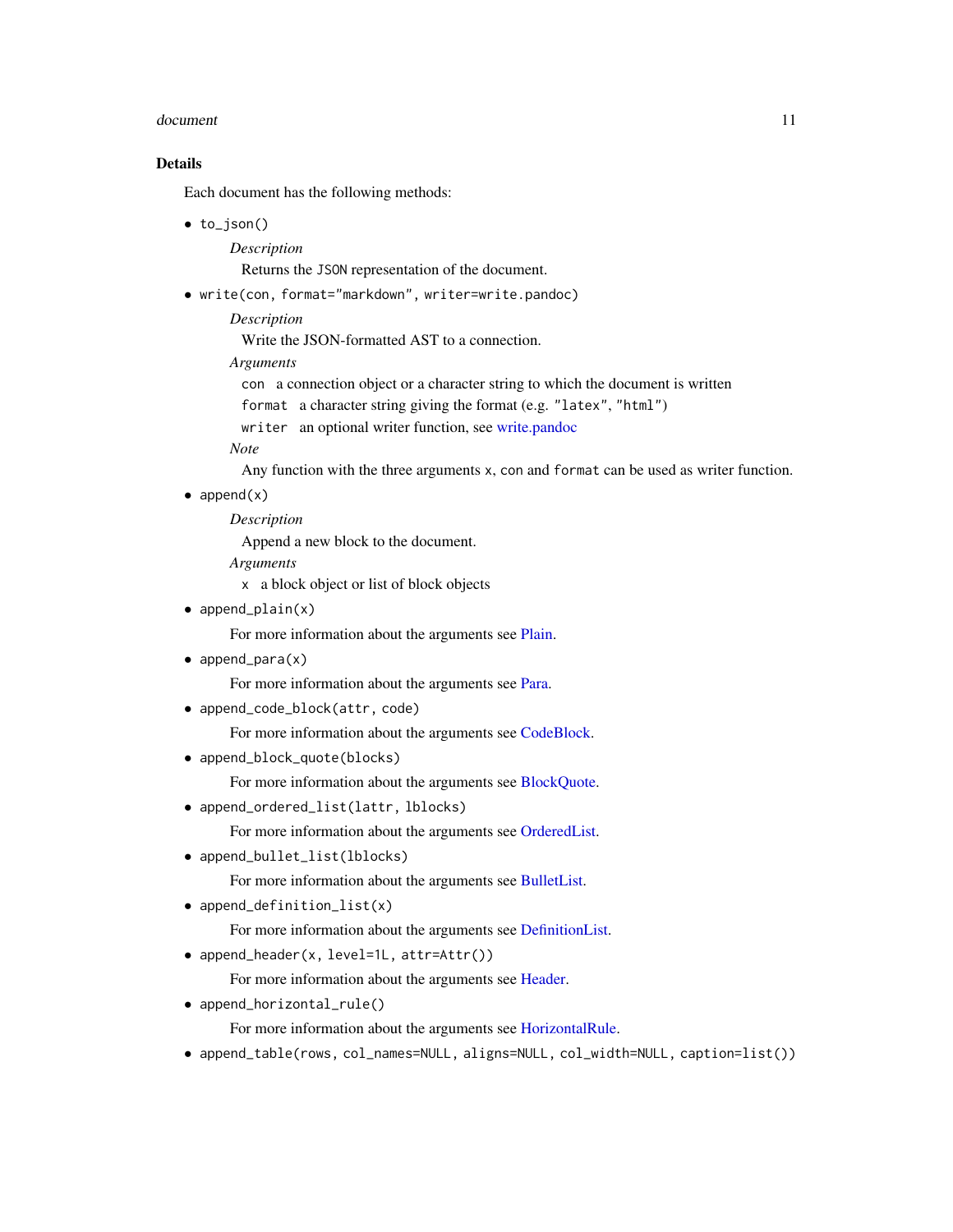## Details

Each document has the following methods:

- `to_json()`

  *Description*

  Returns the JSON representation of the document.

- `write(con, format="markdown", writer=write.pandoc)`

  *Description*

  Write the JSON-formatted AST to a connection.

  *Arguments*

  `con` a connection object or a character string to which the document is written

  `format` a character string giving the format (e.g. `"latex"`, `"html"`)

  `writer` an optional writer function, see write.pandoc

  *Note*

  Any function with the three arguments `x`, `con` and `format` can be used as writer function.

- `append(x)`

  *Description*

  Append a new block to the document.

  *Arguments*

  `x` a block object or list of block objects

- `append_plain(x)`

  For more information about the arguments see Plain.

- `append_para(x)`

  For more information about the arguments see Para.

- `append_code_block(attr, code)`

  For more information about the arguments see CodeBlock.

- `append_block_quote(blocks)`

  For more information about the arguments see BlockQuote.

- `append_ordered_list(lattr, lblocks)`

  For more information about the arguments see OrderedList.

- `append_bullet_list(lblocks)`

  For more information about the arguments see BulletList.

- `append_definition_list(x)`

  For more information about the arguments see DefinitionList.

- `append_header(x, level=1L, attr=Attr())`

  For more information about the arguments see Header.

- `append_horizontal_rule()`

  For more information about the arguments see HorizontalRule.

- `append_table(rows, col_names=NULL, aligns=NULL, col_width=NULL, caption=list())`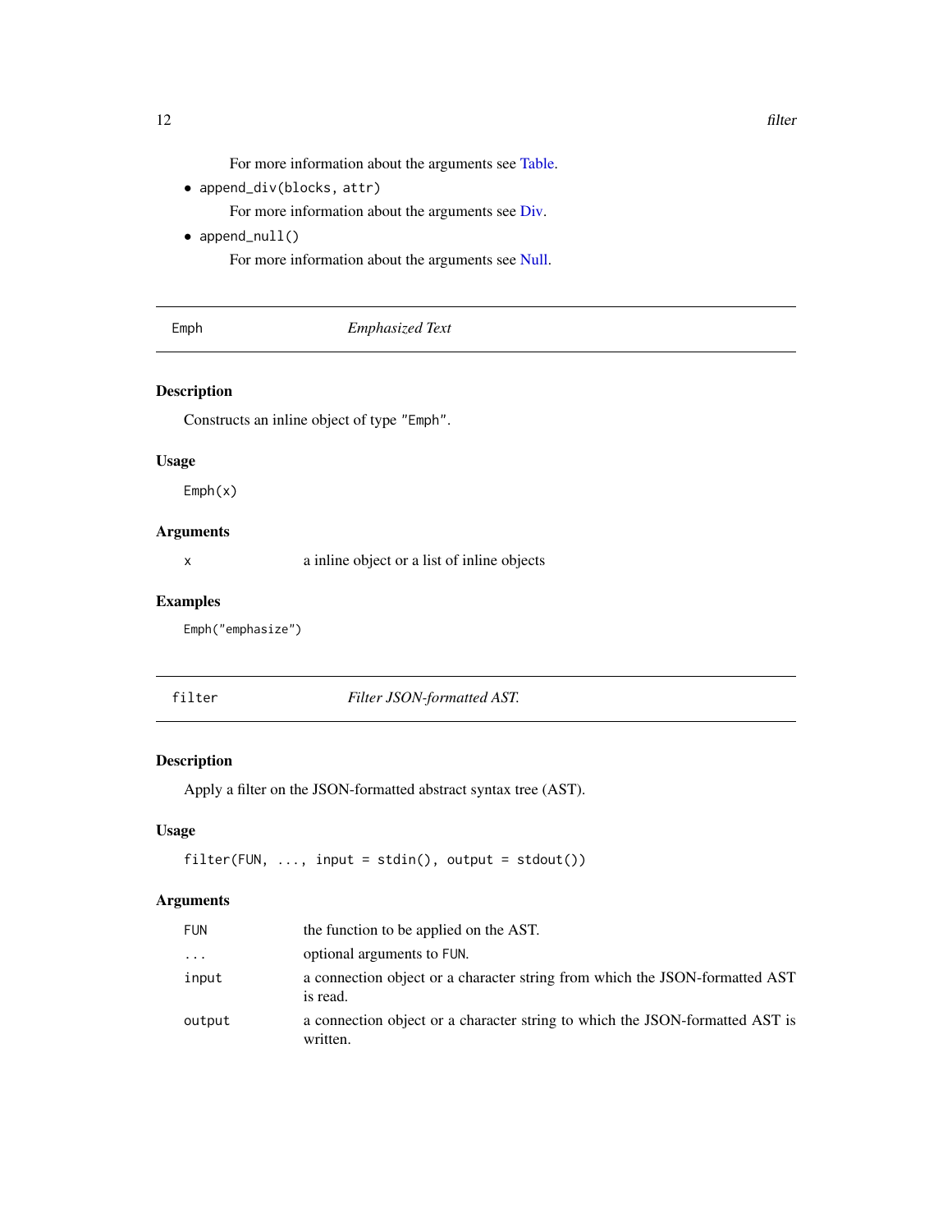For more information about the arguments see Table.

- `append_div(blocks, attr)`

  For more information about the arguments see Div.

- `append_null()`

  For more information about the arguments see Null.

---

## Emph — *Emphasized Text*

### Description

Constructs an inline object of type `"Emph"`.

### Usage

```
Emph(x)
```

### Arguments

| | |
|---|---|
| `x` | a inline object or a list of inline objects |

### Examples

```
Emph("emphasize")
```

---

## filter — *Filter JSON-formatted AST.*

### Description

Apply a filter on the JSON-formatted abstract syntax tree (AST).

### Usage

```
filter(FUN, ..., input = stdin(), output = stdout())
```

### Arguments

| | |
|---|---|
| `FUN` | the function to be applied on the AST. |
| `...` | optional arguments to `FUN`. |
| `input` | a connection object or a character string from which the JSON-formatted AST is read. |
| `output` | a connection object or a character string to which the JSON-formatted AST is written. |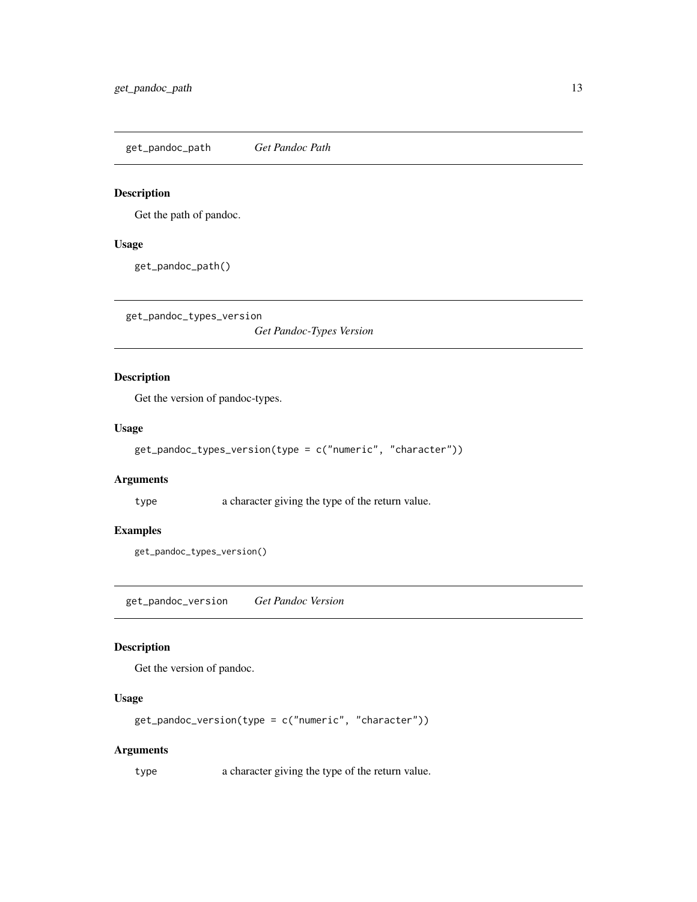## get_pandoc_path — *Get Pandoc Path*

### Description

Get the path of pandoc.

### Usage

```
get_pandoc_path()
```

## get_pandoc_types_version — *Get Pandoc-Types Version*

### Description

Get the version of pandoc-types.

### Usage

```
get_pandoc_types_version(type = c("numeric", "character"))
```

### Arguments

| | |
|---|---|
| type | a character giving the type of the return value. |

### Examples

```
get_pandoc_types_version()
```

## get_pandoc_version — *Get Pandoc Version*

### Description

Get the version of pandoc.

### Usage

```
get_pandoc_version(type = c("numeric", "character"))
```

### Arguments

| | |
|---|---|
| type | a character giving the type of the return value. |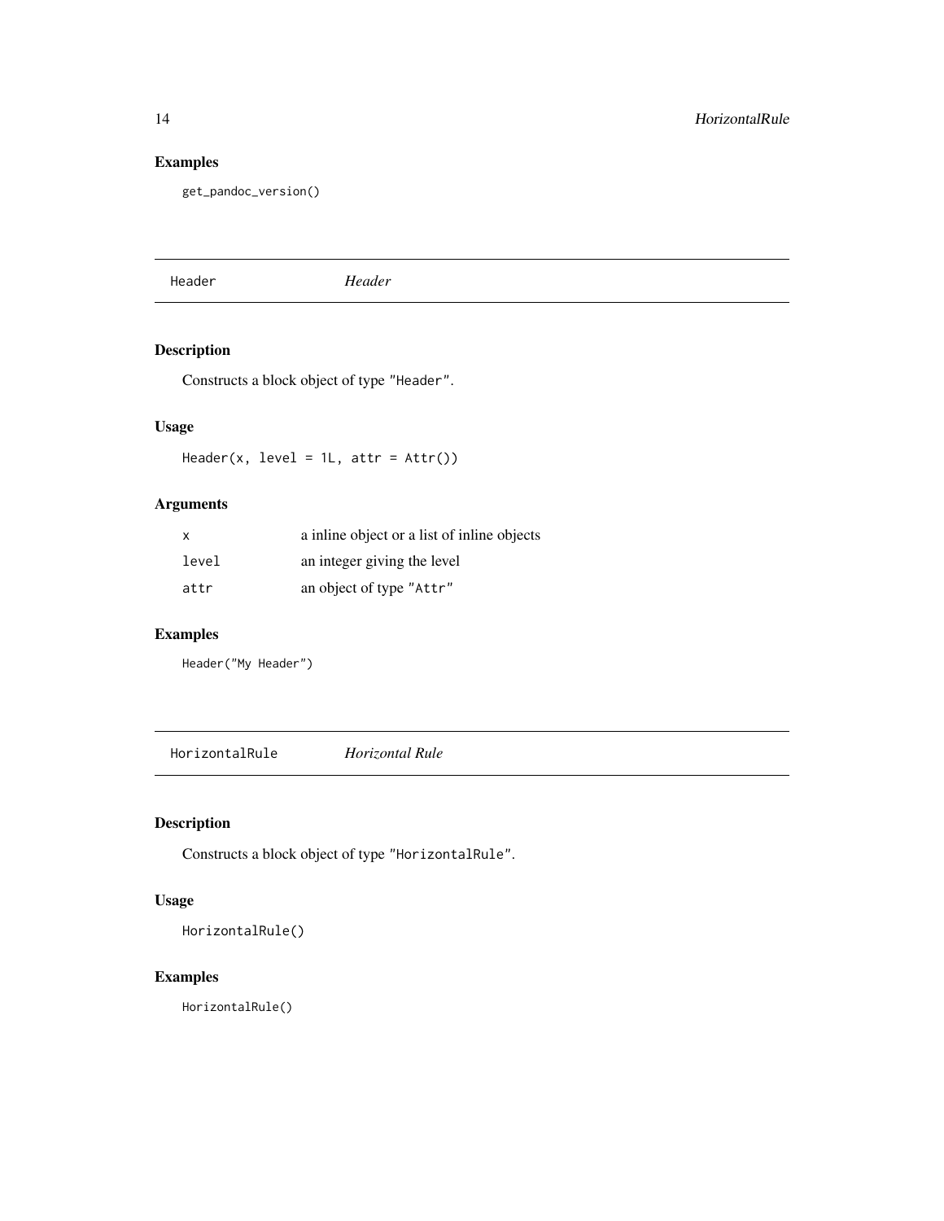### Examples

```
get_pandoc_version()
```

## Header — *Header*

### Description

Constructs a block object of type "Header".

### Usage

```
Header(x, level = 1L, attr = Attr())
```

### Arguments

| | |
|---|---|
| x | a inline object or a list of inline objects |
| level | an integer giving the level |
| attr | an object of type "Attr" |

### Examples

```
Header("My Header")
```

## HorizontalRule — *Horizontal Rule*

### Description

Constructs a block object of type "HorizontalRule".

### Usage

```
HorizontalRule()
```

### Examples

```
HorizontalRule()
```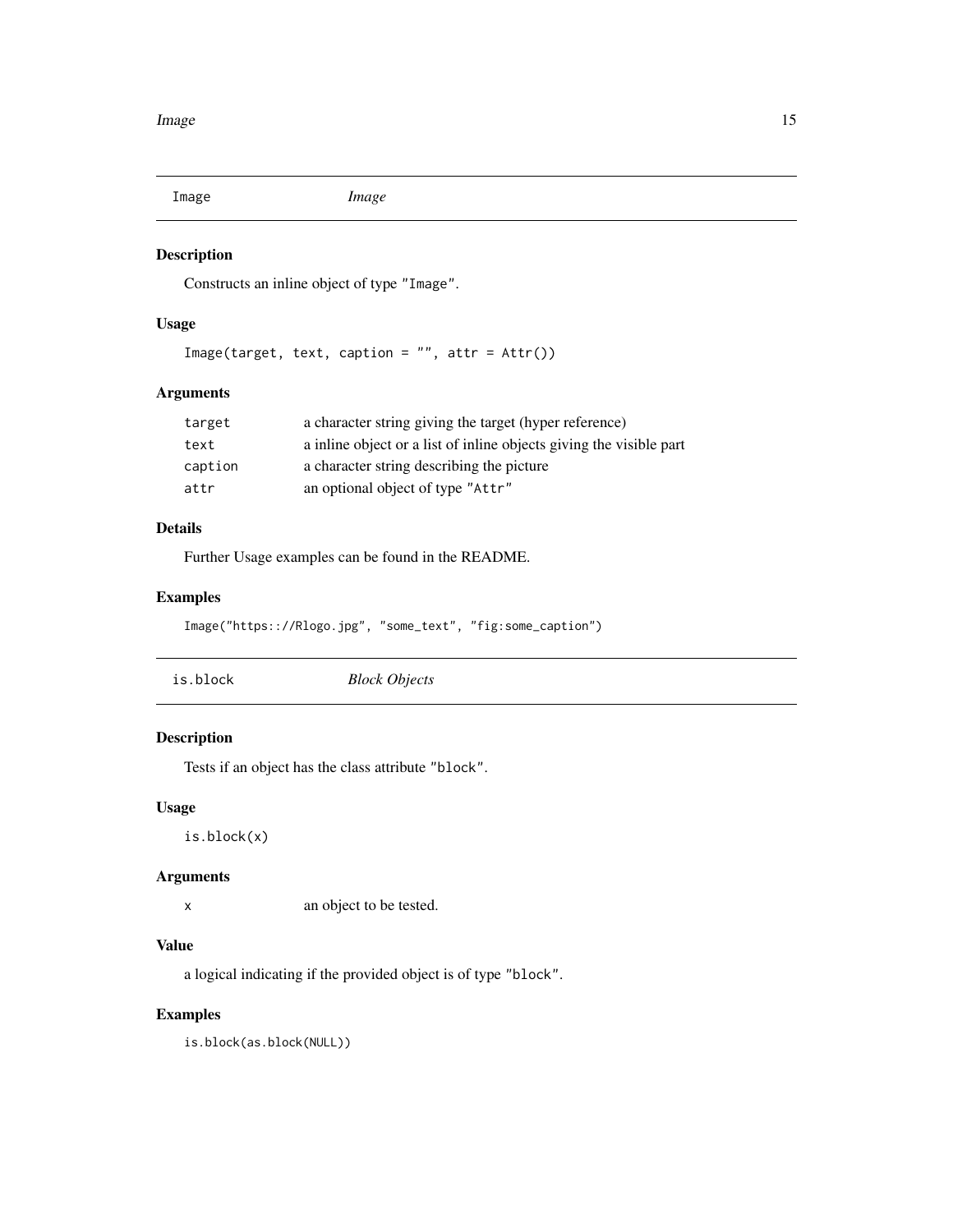## Image — *Image*

### Description

Constructs an inline object of type "Image".

### Usage

```
Image(target, text, caption = "", attr = Attr())
```

### Arguments

| | |
|---|---|
| target | a character string giving the target (hyper reference) |
| text | a inline object or a list of inline objects giving the visible part |
| caption | a character string describing the picture |
| attr | an optional object of type "Attr" |

### Details

Further Usage examples can be found in the README.

### Examples

```
Image("https:://Rlogo.jpg", "some_text", "fig:some_caption")
```

## is.block — *Block Objects*

### Description

Tests if an object has the class attribute "block".

### Usage

```
is.block(x)
```

### Arguments

| | |
|---|---|
| x | an object to be tested. |

### Value

a logical indicating if the provided object is of type "block".

### Examples

```
is.block(as.block(NULL))
```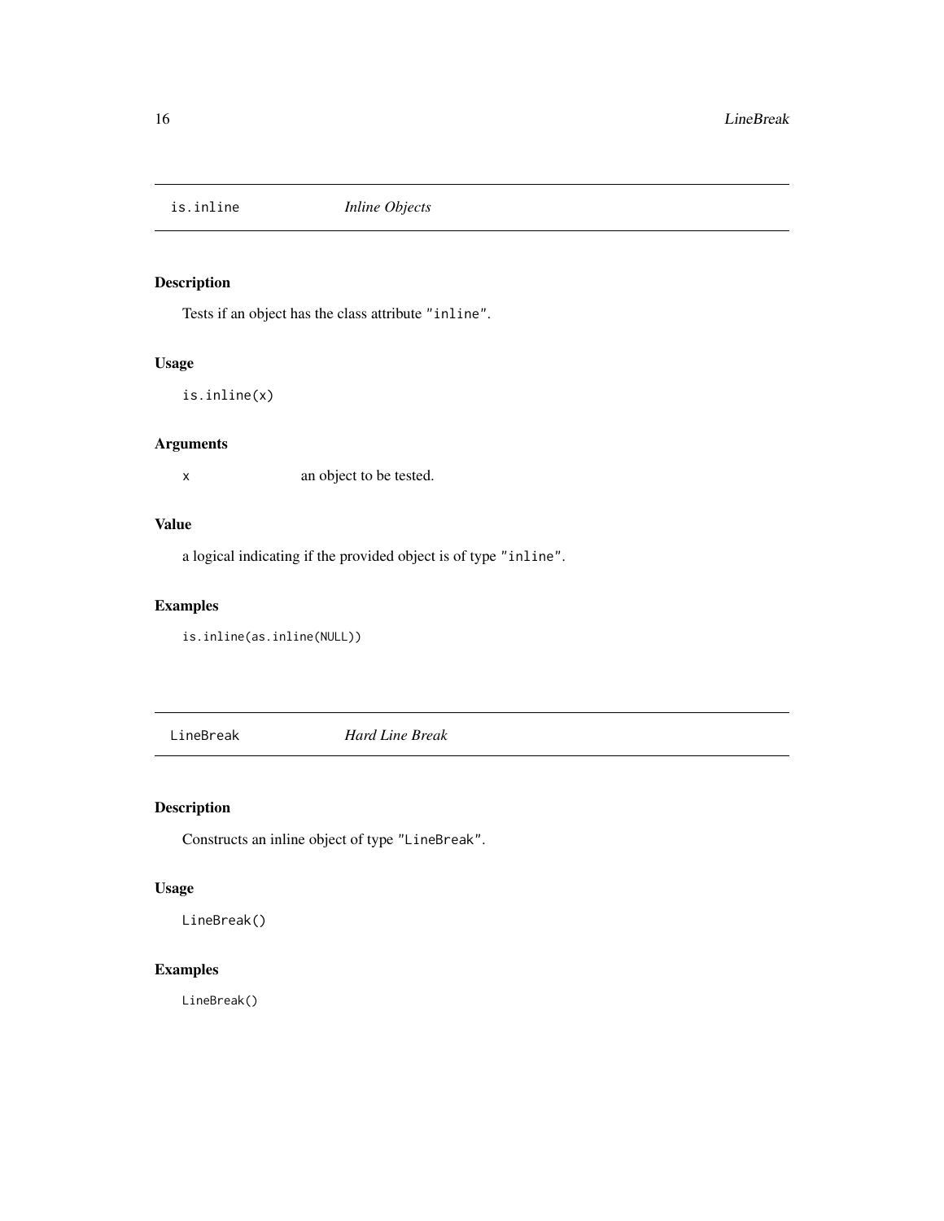## is.inline *Inline Objects*

### Description

Tests if an object has the class attribute "inline".

### Usage

```
is.inline(x)
```

### Arguments

| | |
|---|---|
| x | an object to be tested. |

### Value

a logical indicating if the provided object is of type "inline".

### Examples

```
is.inline(as.inline(NULL))
```

## LineBreak *Hard Line Break*

### Description

Constructs an inline object of type "LineBreak".

### Usage

```
LineBreak()
```

### Examples

```
LineBreak()
```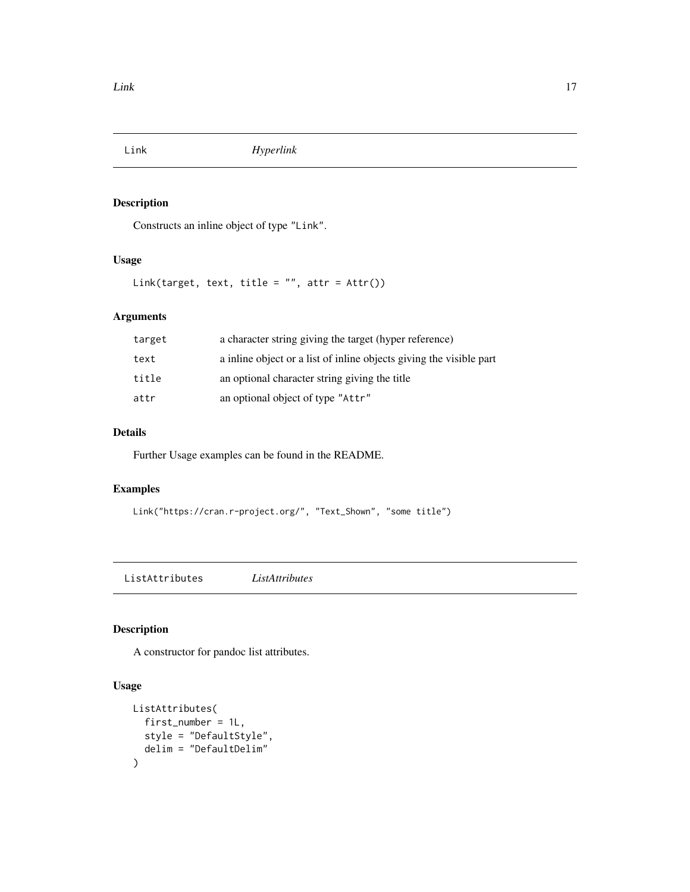## Link — *Hyperlink*

### Description

Constructs an inline object of type "Link".

### Usage

```
Link(target, text, title = "", attr = Attr())
```

### Arguments

| | |
|---|---|
| target | a character string giving the target (hyper reference) |
| text | a inline object or a list of inline objects giving the visible part |
| title | an optional character string giving the title |
| attr | an optional object of type "Attr" |

### Details

Further Usage examples can be found in the README.

### Examples

```
Link("https://cran.r-project.org/", "Text_Shown", "some title")
```

## ListAttributes — *ListAttributes*

### Description

A constructor for pandoc list attributes.

### Usage

```
ListAttributes(
  first_number = 1L,
  style = "DefaultStyle",
  delim = "DefaultDelim"
)
```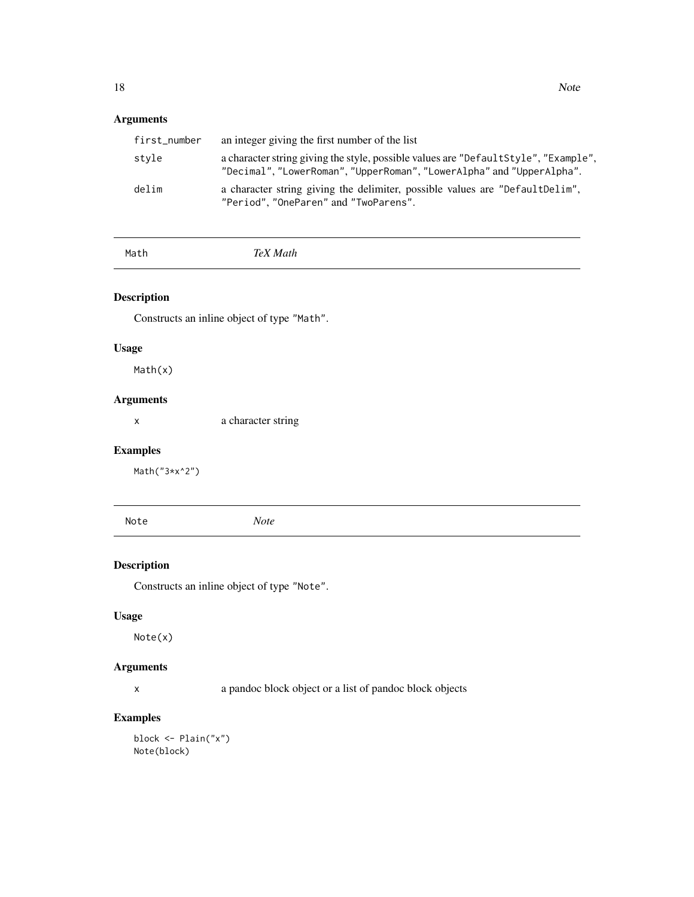## Arguments

| | |
|---|---|
| first_number | an integer giving the first number of the list |
| style | a character string giving the style, possible values are "DefaultStyle", "Example", "Decimal", "LowerRoman", "UpperRoman", "LowerAlpha" and "UpperAlpha". |
| delim | a character string giving the delimiter, possible values are "DefaultDelim", "Period", "OneParen" and "TwoParens". |

---

# Math *TeX Math*

## Description

Constructs an inline object of type "Math".

## Usage

```
Math(x)
```

## Arguments

| | |
|---|---|
| x | a character string |

## Examples

```
Math("3*x^2")
```

---

# Note *Note*

## Description

Constructs an inline object of type "Note".

## Usage

```
Note(x)
```

## Arguments

| | |
|---|---|
| x | a pandoc block object or a list of pandoc block objects |

## Examples

```
block <- Plain("x")
Note(block)
```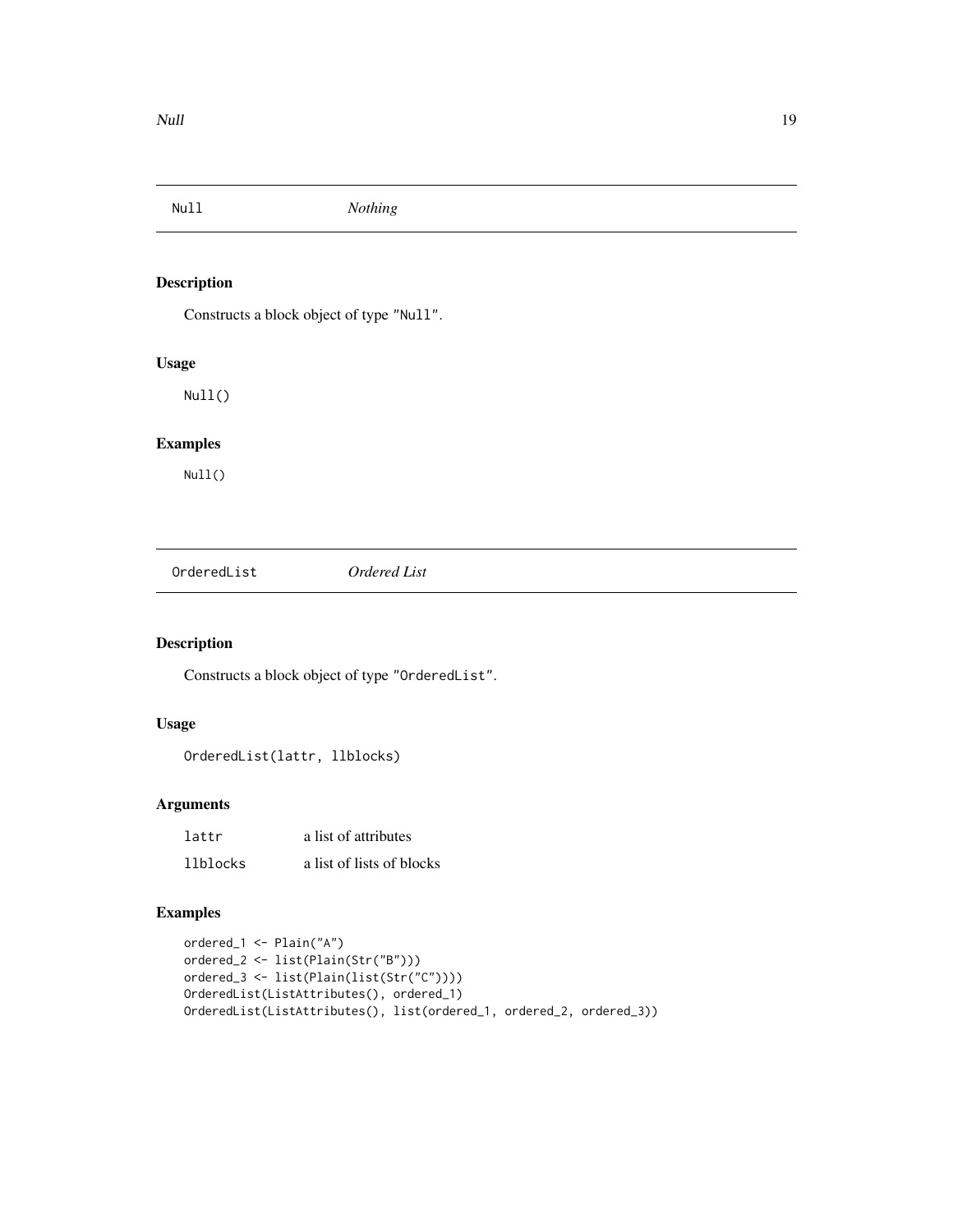## Null — *Nothing*

### Description

Constructs a block object of type "Null".

### Usage

```
Null()
```

### Examples

```
Null()
```

## OrderedList — *Ordered List*

### Description

Constructs a block object of type "OrderedList".

### Usage

```
OrderedList(lattr, llblocks)
```

### Arguments

| | |
|---|---|
| lattr | a list of attributes |
| llblocks | a list of lists of blocks |

### Examples

```
ordered_1 <- Plain("A")
ordered_2 <- list(Plain(Str("B")))
ordered_3 <- list(Plain(list(Str("C"))))
OrderedList(ListAttributes(), ordered_1)
OrderedList(ListAttributes(), list(ordered_1, ordered_2, ordered_3))
```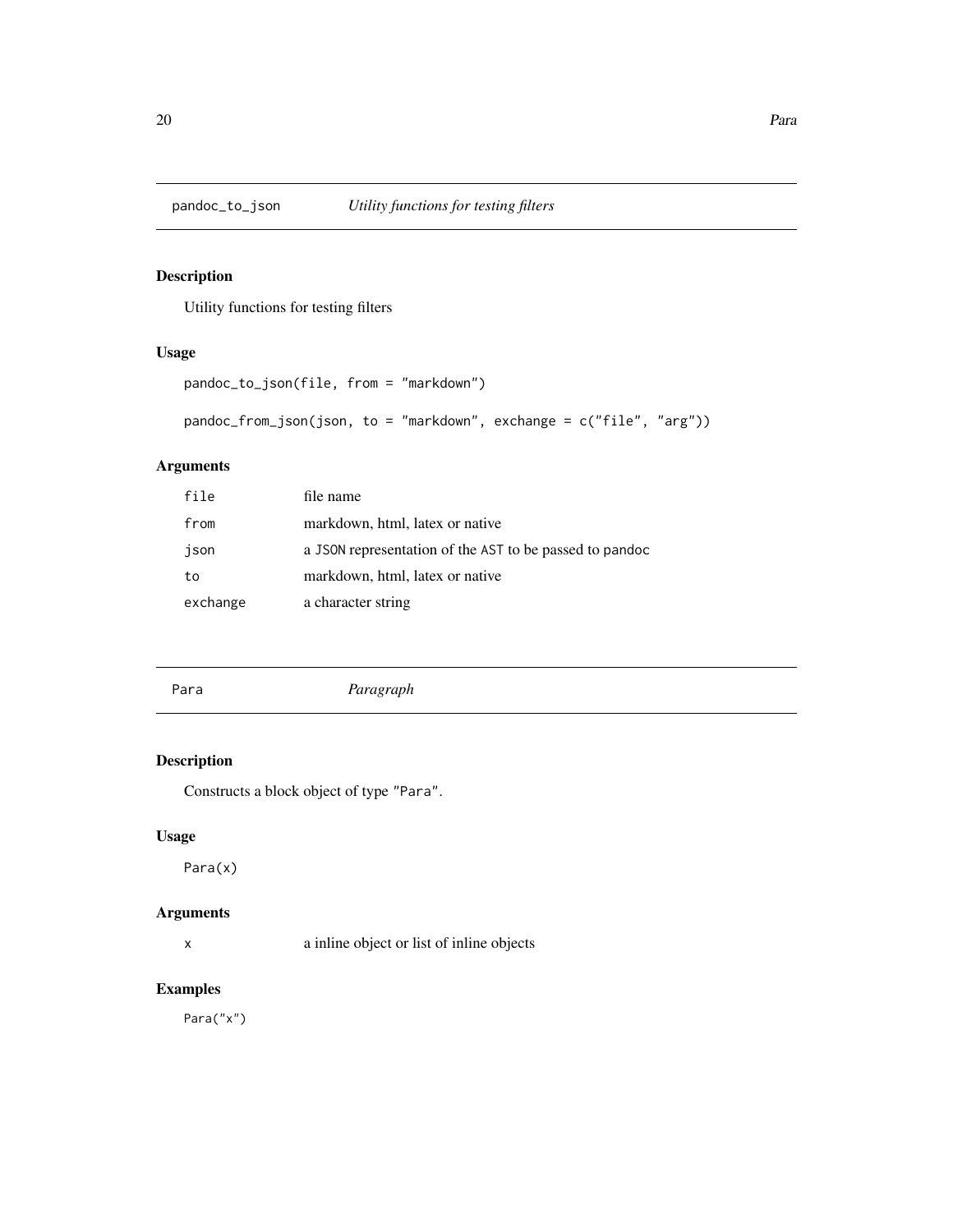## pandoc_to_json — *Utility functions for testing filters*

### Description

Utility functions for testing filters

### Usage

```
pandoc_to_json(file, from = "markdown")

pandoc_from_json(json, to = "markdown", exchange = c("file", "arg"))
```

### Arguments

| | |
|---|---|
| `file` | file name |
| `from` | markdown, html, latex or native |
| `json` | a `JSON` representation of the `AST` to be passed to `pandoc` |
| `to` | markdown, html, latex or native |
| `exchange` | a character string |

## Para — *Paragraph*

### Description

Constructs a block object of type `"Para"`.

### Usage

```
Para(x)
```

### Arguments

| | |
|---|---|
| `x` | a inline object or list of inline objects |

### Examples

```
Para("x")
```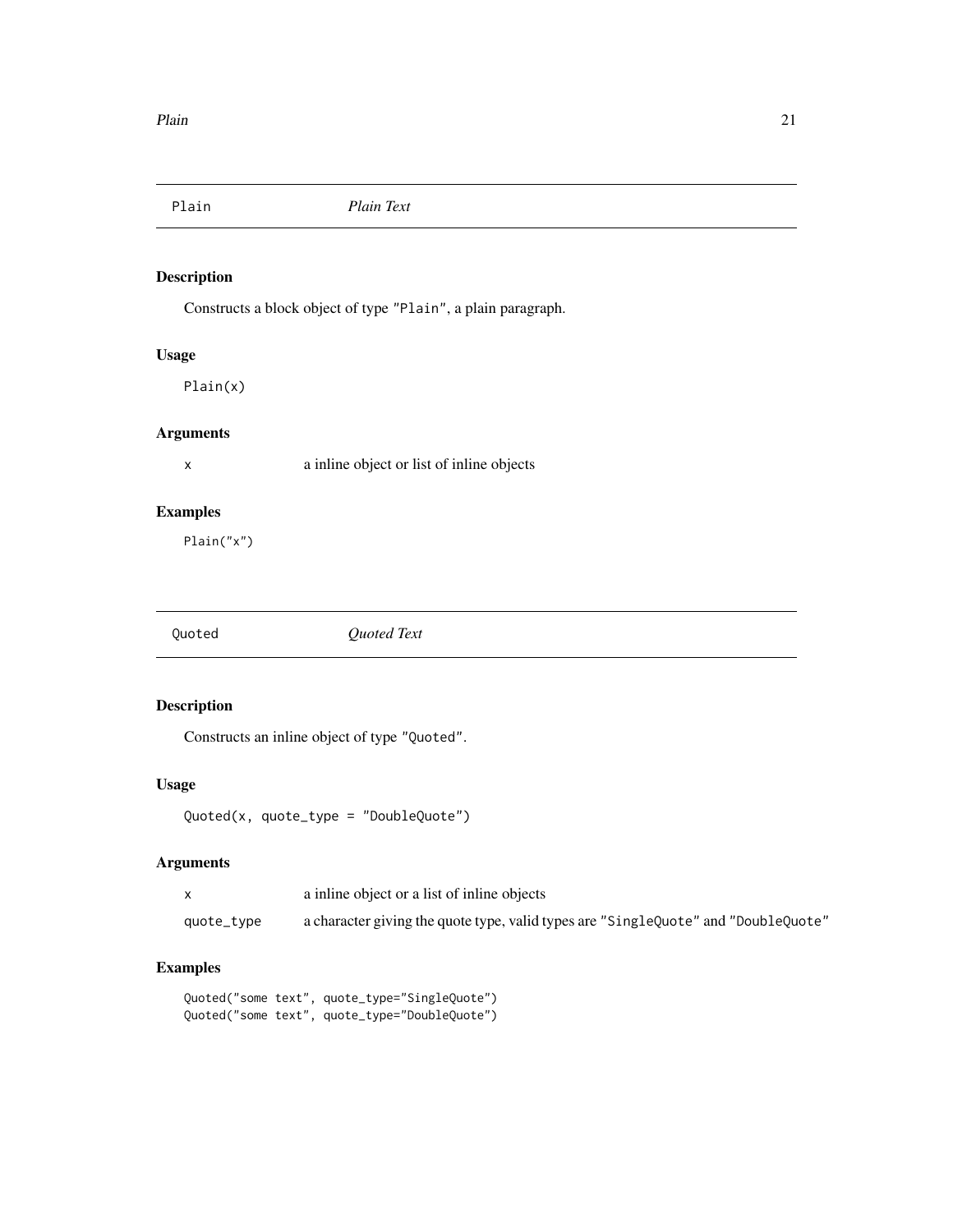## Plain — *Plain Text*

### Description

Constructs a block object of type "Plain", a plain paragraph.

### Usage

```
Plain(x)
```

### Arguments

| | |
|---|---|
| x | a inline object or list of inline objects |

### Examples

```
Plain("x")
```

## Quoted — *Quoted Text*

### Description

Constructs an inline object of type "Quoted".

### Usage

```
Quoted(x, quote_type = "DoubleQuote")
```

### Arguments

| | |
|---|---|
| x | a inline object or a list of inline objects |
| quote_type | a character giving the quote type, valid types are "SingleQuote" and "DoubleQuote" |

### Examples

```
Quoted("some text", quote_type="SingleQuote")
Quoted("some text", quote_type="DoubleQuote")
```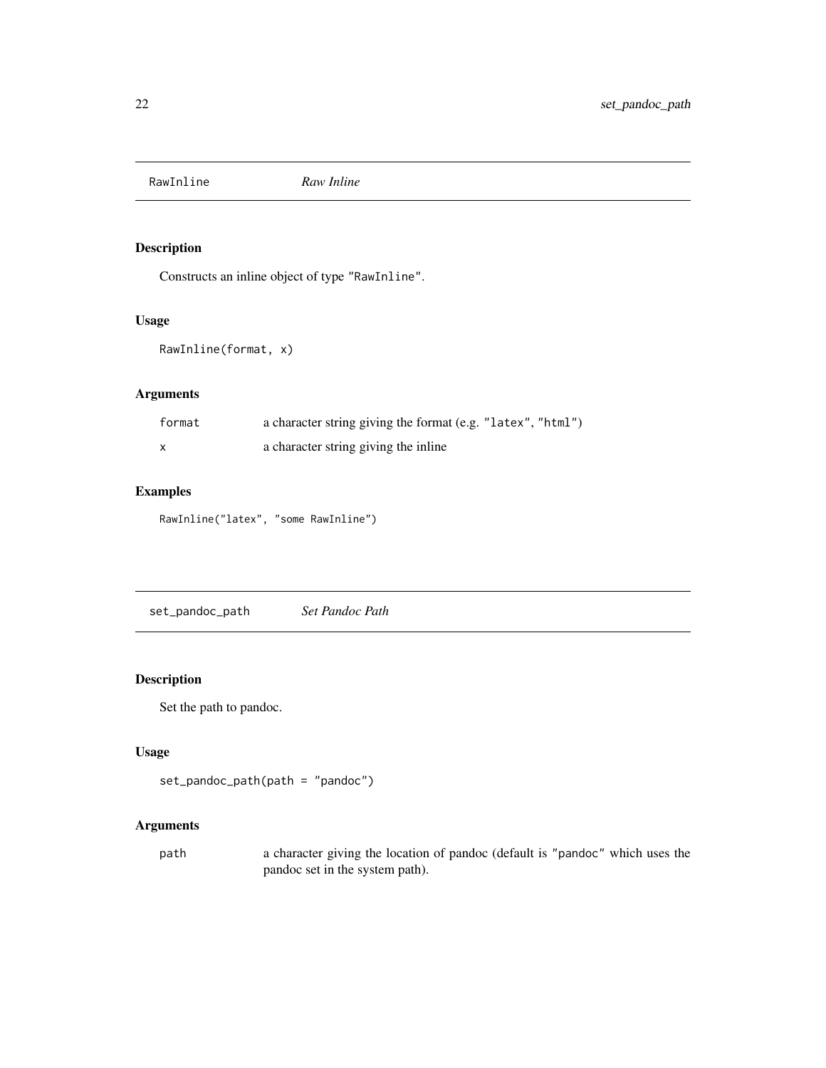## RawInline *Raw Inline*

### Description

Constructs an inline object of type "RawInline".

### Usage

```
RawInline(format, x)
```

### Arguments

| | |
|---|---|
| format | a character string giving the format (e.g. "latex", "html") |
| x | a character string giving the inline |

### Examples

```
RawInline("latex", "some RawInline")
```

## set_pandoc_path *Set Pandoc Path*

### Description

Set the path to pandoc.

### Usage

```
set_pandoc_path(path = "pandoc")
```

### Arguments

| | |
|---|---|
| path | a character giving the location of pandoc (default is "pandoc" which uses the pandoc set in the system path). |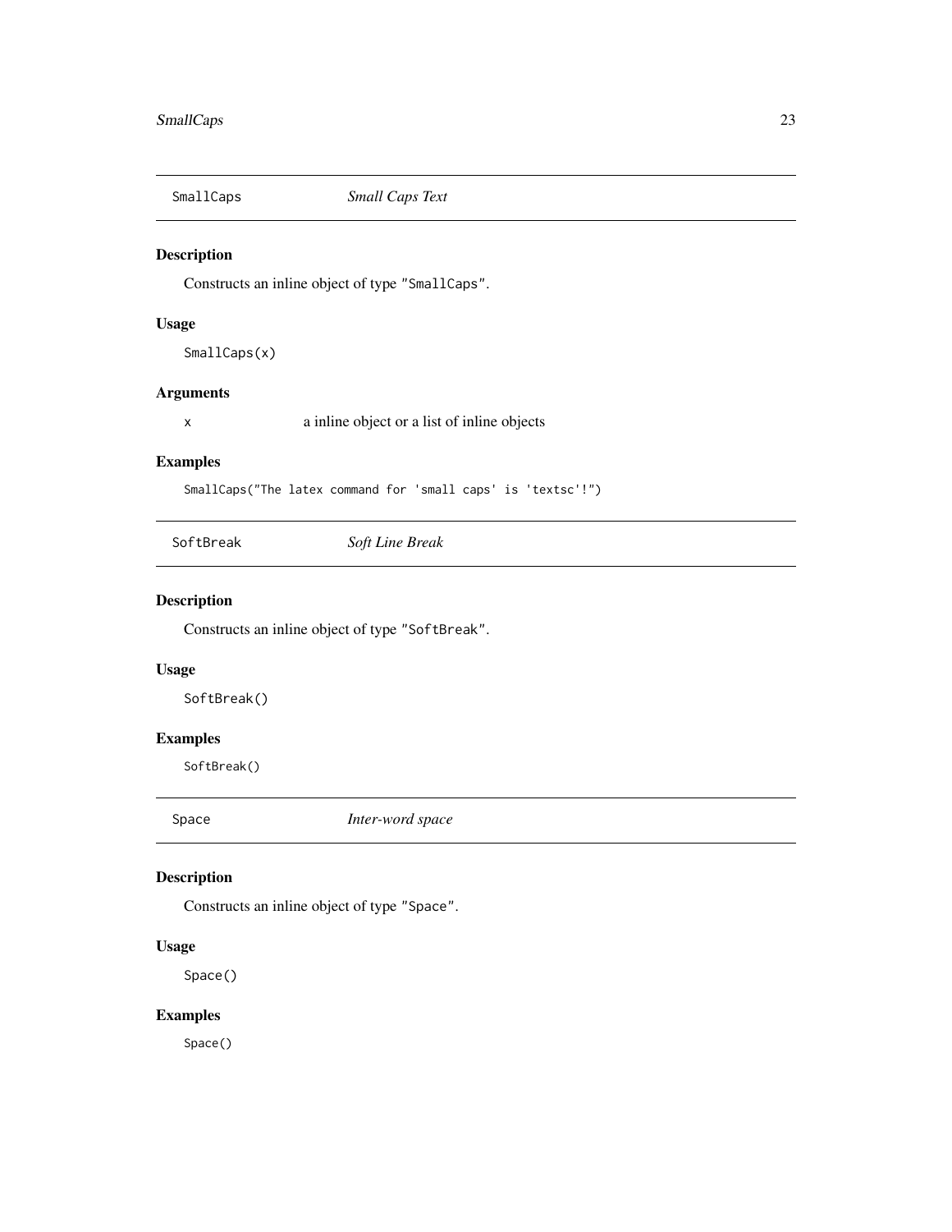## SmallCaps — *Small Caps Text*

### Description

Constructs an inline object of type "SmallCaps".

### Usage

```
SmallCaps(x)
```

### Arguments

| | |
|---|---|
| `x` | a inline object or a list of inline objects |

### Examples

```
SmallCaps("The latex command for 'small caps' is 'textsc'!")
```

## SoftBreak — *Soft Line Break*

### Description

Constructs an inline object of type "SoftBreak".

### Usage

```
SoftBreak()
```

### Examples

```
SoftBreak()
```

## Space — *Inter-word space*

### Description

Constructs an inline object of type "Space".

### Usage

```
Space()
```

### Examples

```
Space()
```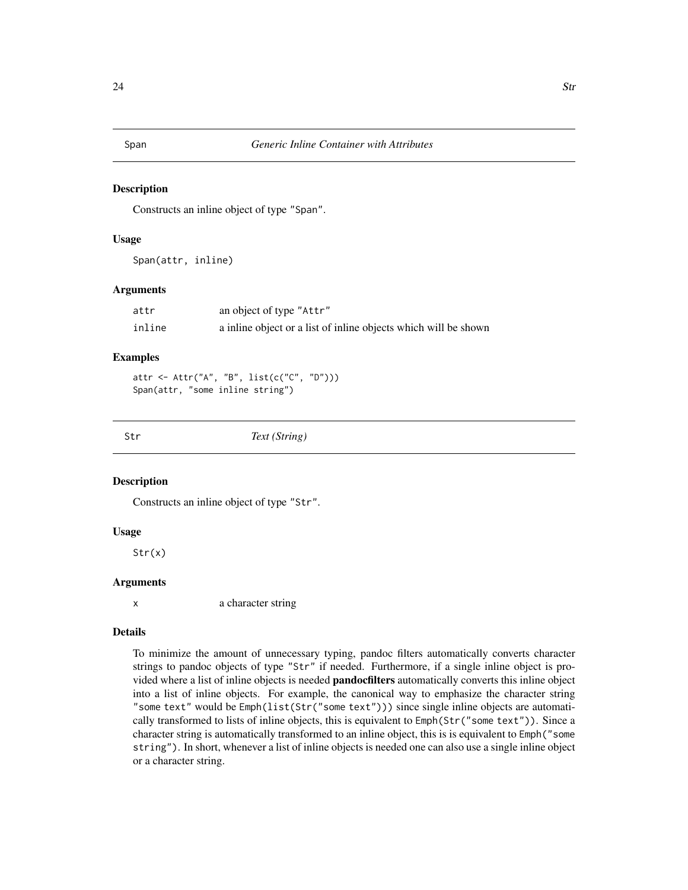## Span — *Generic Inline Container with Attributes*

### Description

Constructs an inline object of type `"Span"`.

### Usage

```
Span(attr, inline)
```

### Arguments

| | |
|---|---|
| `attr` | an object of type `"Attr"` |
| `inline` | a inline object or a list of inline objects which will be shown |

### Examples

```
attr <- Attr("A", "B", list(c("C", "D")))
Span(attr, "some inline string")
```

## Str — *Text (String)*

### Description

Constructs an inline object of type `"Str"`.

### Usage

```
Str(x)
```

### Arguments

| | |
|---|---|
| `x` | a character string |

### Details

To minimize the amount of unnecessary typing, pandoc filters automatically converts character strings to pandoc objects of type `"Str"` if needed. Furthermore, if a single inline object is provided where a list of inline objects is needed **pandocfilters** automatically converts this inline object into a list of inline objects. For example, the canonical way to emphasize the character string `"some text"` would be `Emph(list(Str("some text")))` since single inline objects are automatically transformed to lists of inline objects, this is equivalent to `Emph(Str("some text"))`. Since a character string is automatically transformed to an inline object, this is is equivalent to `Emph("some string")`. In short, whenever a list of inline objects is needed one can also use a single inline object or a character string.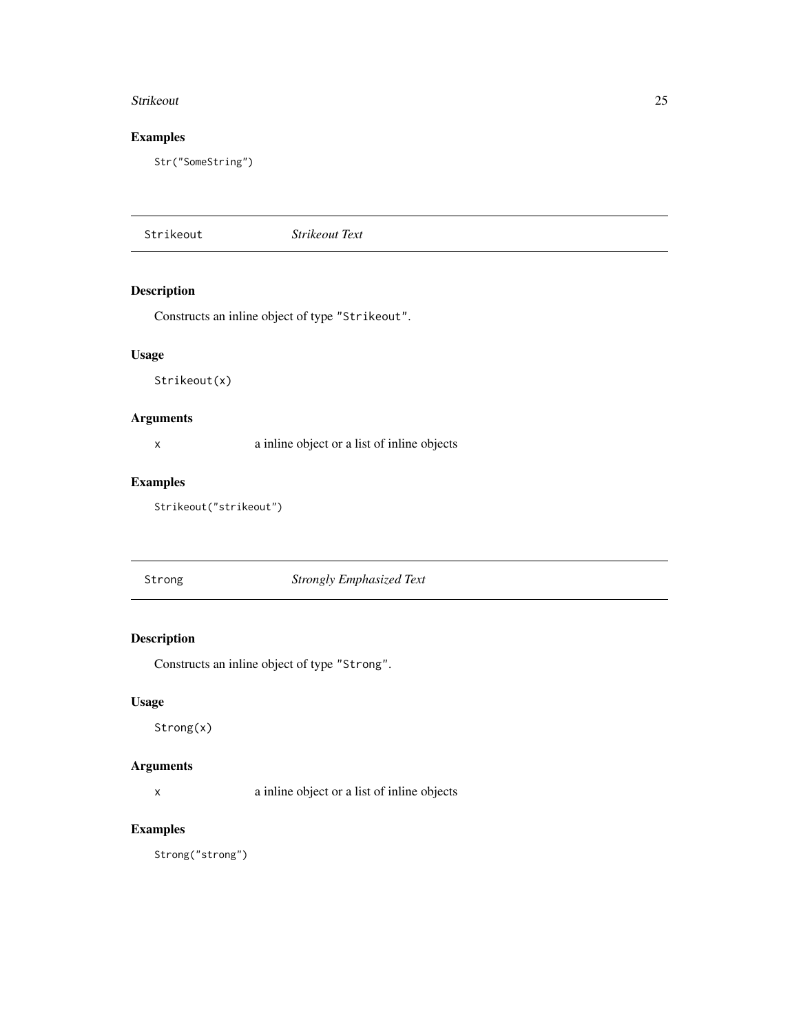## Examples

```
Str("SomeString")
```

---

# Strikeout — *Strikeout Text*

## Description

Constructs an inline object of type "Strikeout".

## Usage

```
Strikeout(x)
```

## Arguments

| | |
|---|---|
| x | a inline object or a list of inline objects |

## Examples

```
Strikeout("strikeout")
```

---

# Strong — *Strongly Emphasized Text*

## Description

Constructs an inline object of type "Strong".

## Usage

```
Strong(x)
```

## Arguments

| | |
|---|---|
| x | a inline object or a list of inline objects |

## Examples

```
Strong("strong")
```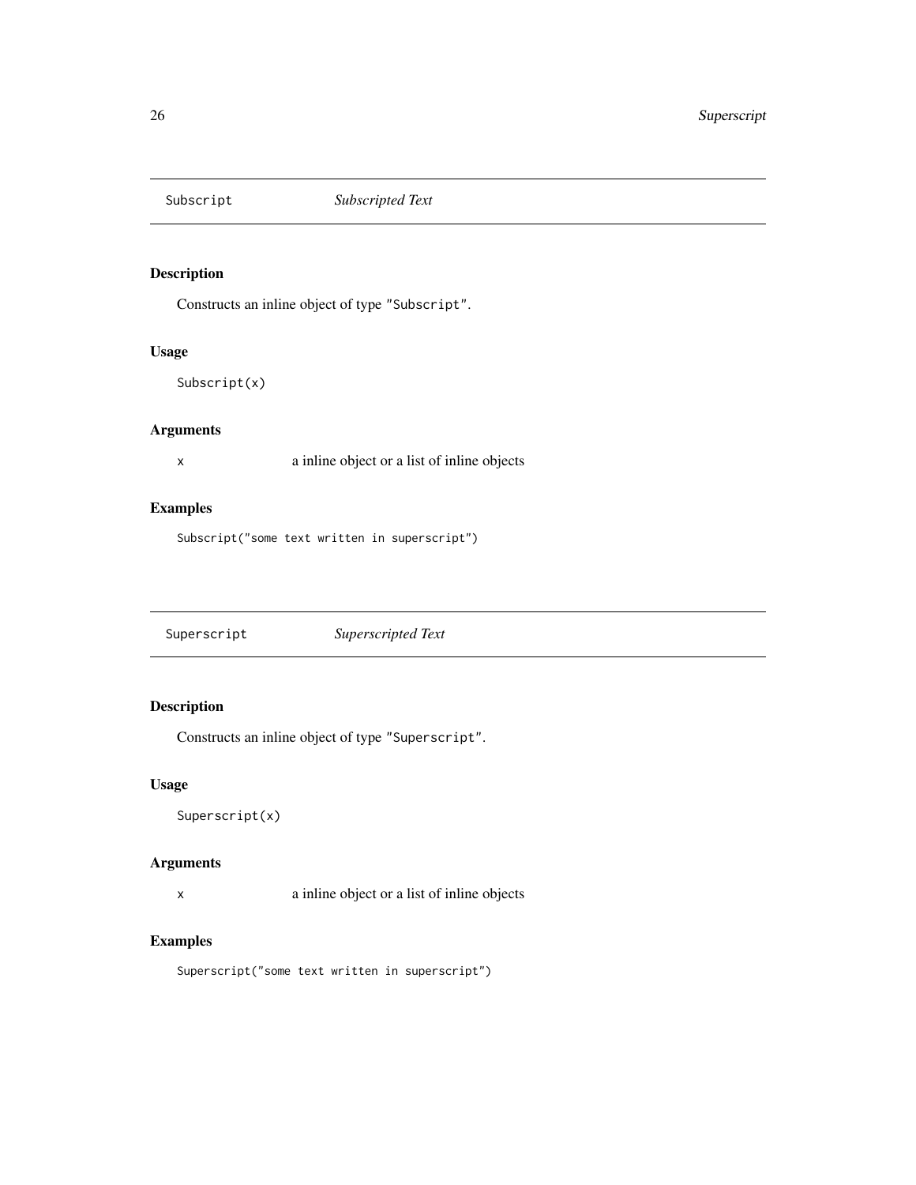## Subscript *Subscripted Text*

### Description

Constructs an inline object of type "Subscript".

### Usage

```
Subscript(x)
```

### Arguments

| | |
|---|---|
| x | a inline object or a list of inline objects |

### Examples

```
Subscript("some text written in superscript")
```

## Superscript *Superscripted Text*

### Description

Constructs an inline object of type "Superscript".

### Usage

```
Superscript(x)
```

### Arguments

| | |
|---|---|
| x | a inline object or a list of inline objects |

### Examples

```
Superscript("some text written in superscript")
```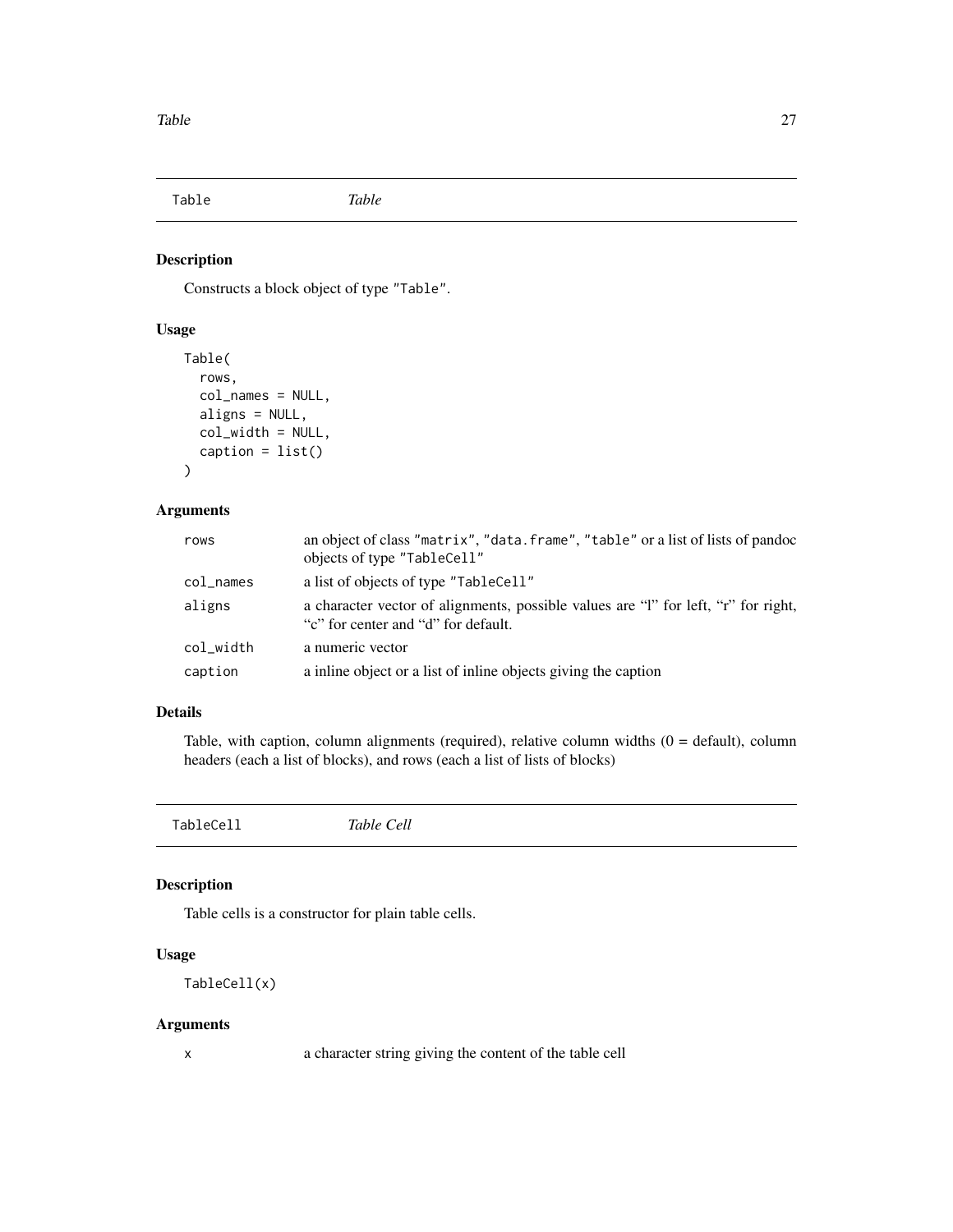## Table *Table*

### Description

Constructs a block object of type "Table".

### Usage

```
Table(
  rows,
  col_names = NULL,
  aligns = NULL,
  col_width = NULL,
  caption = list()
)
```

### Arguments

| | |
|---|---|
| rows | an object of class "matrix", "data.frame", "table" or a list of lists of pandoc objects of type "TableCell" |
| col_names | a list of objects of type "TableCell" |
| aligns | a character vector of alignments, possible values are "l" for left, "r" for right, "c" for center and "d" for default. |
| col_width | a numeric vector |
| caption | a inline object or a list of inline objects giving the caption |

### Details

Table, with caption, column alignments (required), relative column widths (0 = default), column headers (each a list of blocks), and rows (each a list of lists of blocks)

## TableCell *Table Cell*

### Description

Table cells is a constructor for plain table cells.

### Usage

```
TableCell(x)
```

### Arguments

| | |
|---|---|
| x | a character string giving the content of the table cell |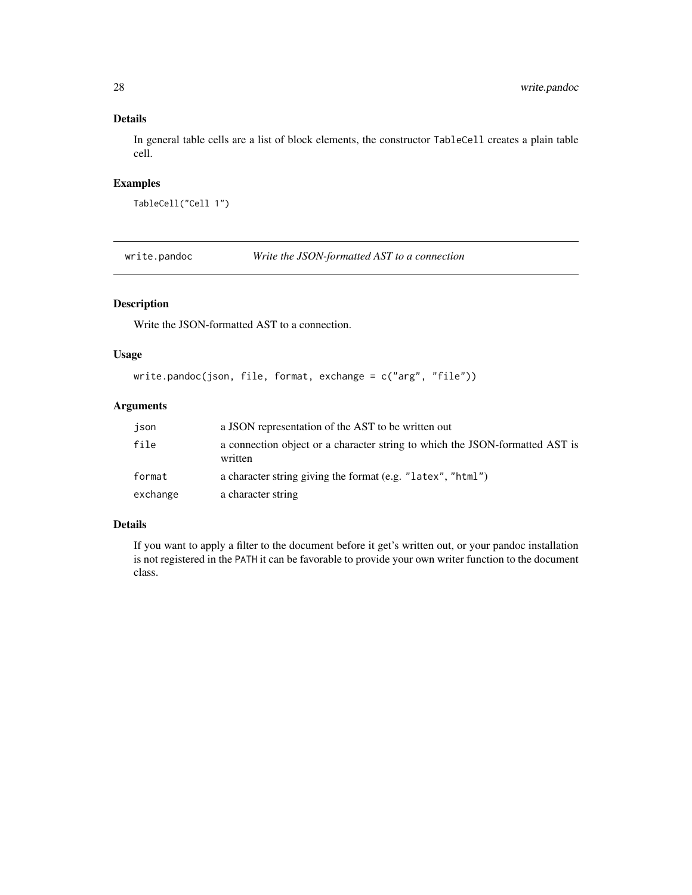### Details

In general table cells are a list of block elements, the constructor `TableCell` creates a plain table cell.

### Examples

```
TableCell("Cell 1")
```

## write.pandoc — *Write the JSON-formatted AST to a connection*

### Description

Write the JSON-formatted AST to a connection.

### Usage

```
write.pandoc(json, file, format, exchange = c("arg", "file"))
```

### Arguments

| | |
|---|---|
| `json` | a JSON representation of the AST to be written out |
| `file` | a connection object or a character string to which the JSON-formatted AST is written |
| `format` | a character string giving the format (e.g. `"latex"`, `"html"`) |
| `exchange` | a character string |

### Details

If you want to apply a filter to the document before it get's written out, or your pandoc installation is not registered in the `PATH` it can be favorable to provide your own writer function to the document class.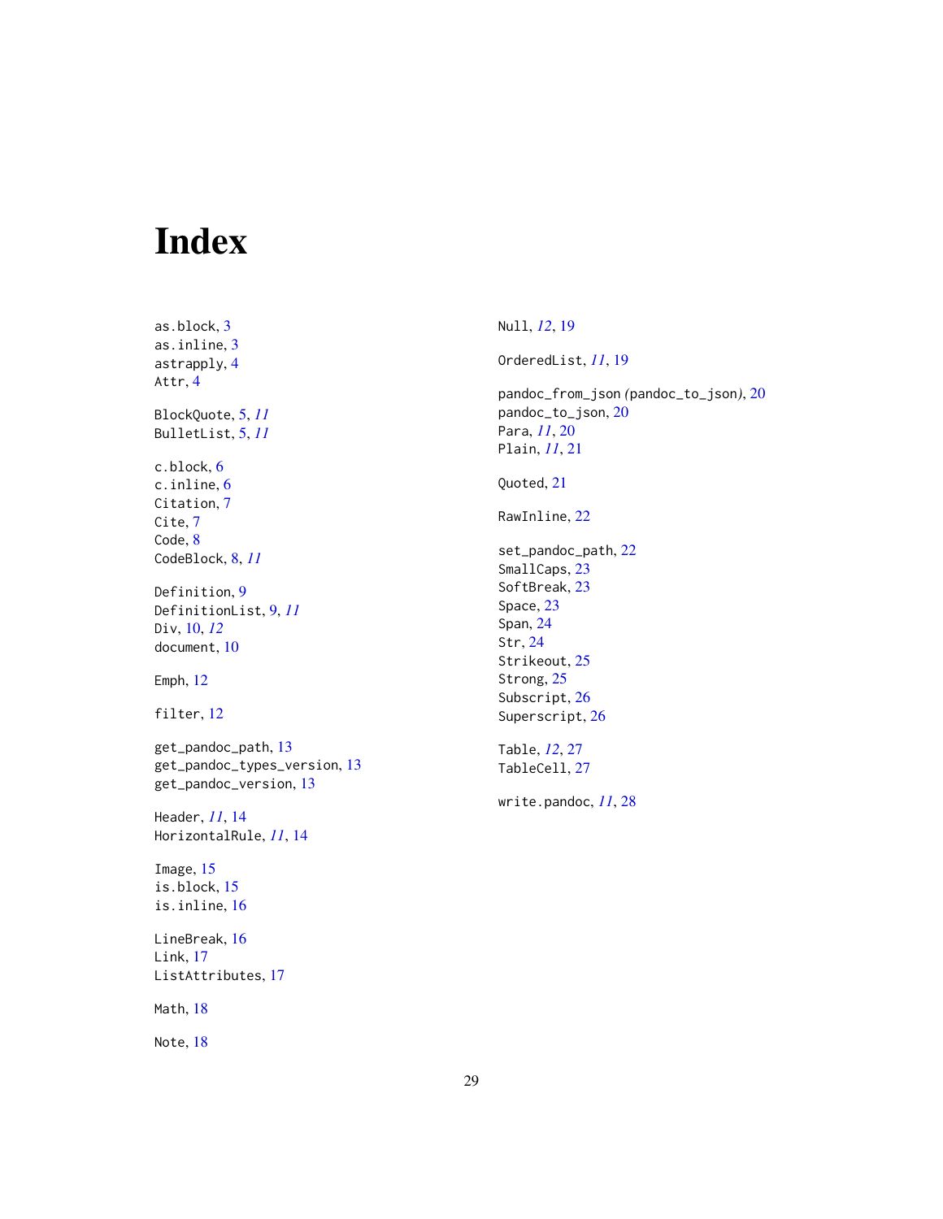# Index

as.block, 3
as.inline, 3
astrapply, 4
Attr, 4

BlockQuote, 5, *11*
BulletList, 5, *11*

c.block, 6
c.inline, 6
Citation, 7
Cite, 7
Code, 8
CodeBlock, 8, *11*

Definition, 9
DefinitionList, 9, *11*
Div, 10, *12*
document, 10

Emph, 12

filter, 12

get_pandoc_path, 13
get_pandoc_types_version, 13
get_pandoc_version, 13

Header, *11*, 14
HorizontalRule, *11*, 14

Image, 15
is.block, 15
is.inline, 16

LineBreak, 16
Link, 17
ListAttributes, 17

Math, 18

Note, 18

Null, *12*, 19

OrderedList, *11*, 19

pandoc_from_json *(*pandoc_to_json*)*, 20
pandoc_to_json, 20
Para, *11*, 20
Plain, *11*, 21

Quoted, 21

RawInline, 22

set_pandoc_path, 22
SmallCaps, 23
SoftBreak, 23
Space, 23
Span, 24
Str, 24
Strikeout, 25
Strong, 25
Subscript, 26
Superscript, 26

Table, *12*, 27
TableCell, 27

write.pandoc, *11*, 28